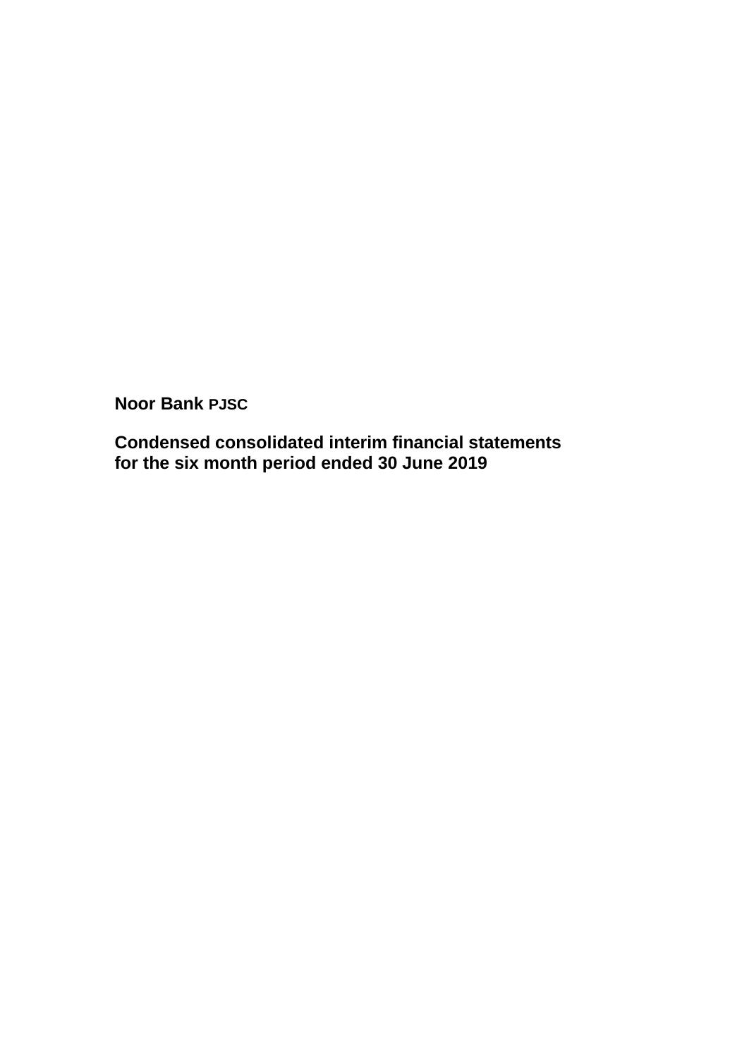**Noor Bank PJSC**

**Condensed consolidated interim financial statements for the six month period ended 30 June 2019**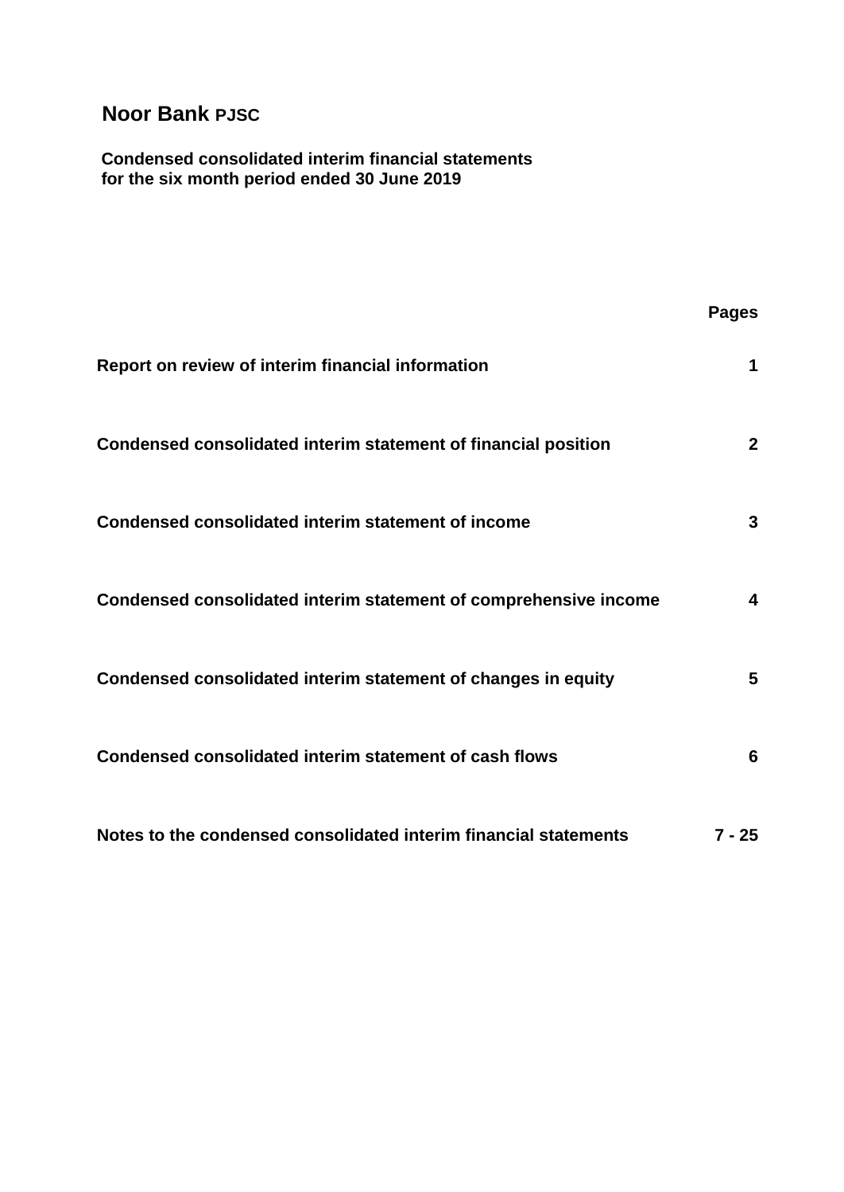# Noor Bank PJSC

**Condensed consolidated interim financial statements**
**for the six month period ended 30 June 2019**

| | Pages |
|---|---|
| **Report on review of interim financial information** | **1** |
| **Condensed consolidated interim statement of financial position** | **2** |
| **Condensed consolidated interim statement of income** | **3** |
| **Condensed consolidated interim statement of comprehensive income** | **4** |
| **Condensed consolidated interim statement of changes in equity** | **5** |
| **Condensed consolidated interim statement of cash flows** | **6** |
| **Notes to the condensed consolidated interim financial statements** | **7 - 25** |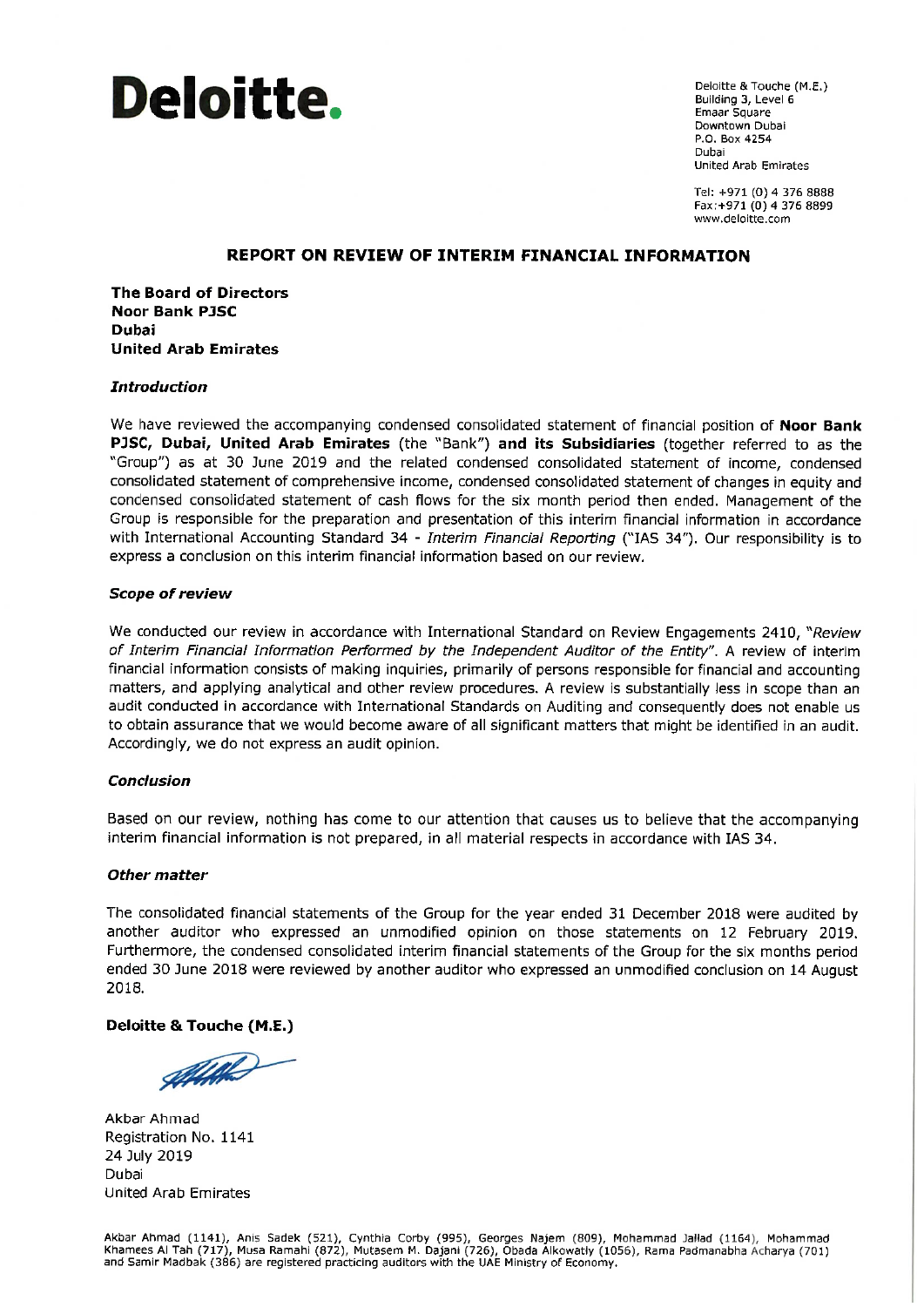# Deloitte.

Deloitte & Touche (M.E.)
Building 3, Level 6
Emaar Square
Downtown Dubai
P.O. Box 4254
Dubai
United Arab Emirates

Tel: +971 (0) 4 376 8888
Fax:+971 (0) 4 376 8899
www.deloitte.com

## REPORT ON REVIEW OF INTERIM FINANCIAL INFORMATION

**The Board of Directors**
**Noor Bank PJSC**
**Dubai**
**United Arab Emirates**

### *Introduction*

We have reviewed the accompanying condensed consolidated statement of financial position of **Noor Bank PJSC, Dubai, United Arab Emirates** (the "Bank") **and its Subsidiaries** (together referred to as the "Group") as at 30 June 2019 and the related condensed consolidated statement of income, condensed consolidated statement of comprehensive income, condensed consolidated statement of changes in equity and condensed consolidated statement of cash flows for the six month period then ended. Management of the Group is responsible for the preparation and presentation of this interim financial information in accordance with International Accounting Standard 34 - *Interim Financial Reporting* ("IAS 34"). Our responsibility is to express a conclusion on this interim financial information based on our review.

### *Scope of review*

We conducted our review in accordance with International Standard on Review Engagements 2410, "*Review of Interim Financial Information Performed by the Independent Auditor of the Entity*". A review of interim financial information consists of making inquiries, primarily of persons responsible for financial and accounting matters, and applying analytical and other review procedures. A review is substantially less in scope than an audit conducted in accordance with International Standards on Auditing and consequently does not enable us to obtain assurance that we would become aware of all significant matters that might be identified in an audit. Accordingly, we do not express an audit opinion.

### *Conclusion*

Based on our review, nothing has come to our attention that causes us to believe that the accompanying interim financial information is not prepared, in all material respects in accordance with IAS 34.

### *Other matter*

The consolidated financial statements of the Group for the year ended 31 December 2018 were audited by another auditor who expressed an unmodified opinion on those statements on 12 February 2019. Furthermore, the condensed consolidated interim financial statements of the Group for the six months period ended 30 June 2018 were reviewed by another auditor who expressed an unmodified conclusion on 14 August 2018.

**Deloitte & Touche (M.E.)**

Akbar Ahmad
Registration No. 1141
24 July 2019
Dubai
United Arab Emirates

Akbar Ahmad (1141), Anis Sadek (521), Cynthia Corby (995), Georges Najem (809), Mohammad Jallad (1164), Mohammad Khamees Al Tah (717), Musa Ramahi (872), Mutasem M. Dajani (726), Obada Alkowatly (1056), Rama Padmanabha Acharya (701) and Samir Madbak (386) are registered practicing auditors with the UAE Ministry of Economy.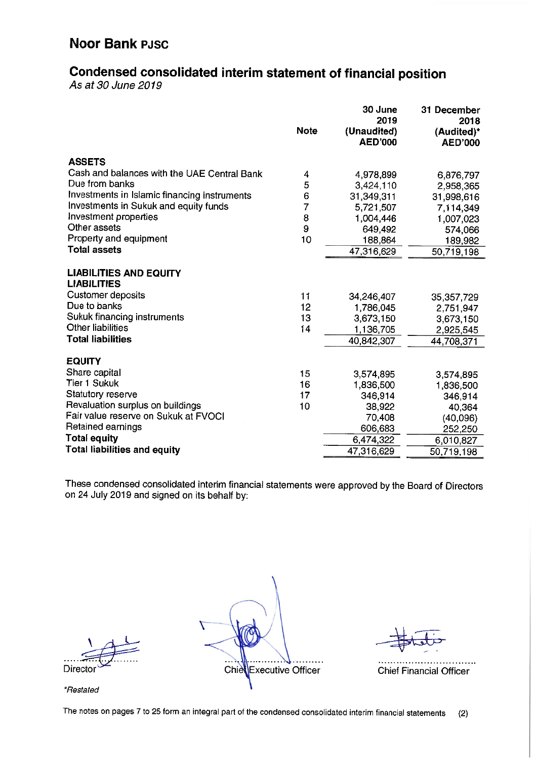# Noor Bank PJSC

## Condensed consolidated interim statement of financial position

*As at 30 June 2019*

| | Note | 30 June 2019 (Unaudited) AED'000 | 31 December 2018 (Audited)* AED'000 |
|---|---|---|---|
| **ASSETS** | | | |
| Cash and balances with the UAE Central Bank | 4 | 4,978,899 | 6,876,797 |
| Due from banks | 5 | 3,424,110 | 2,958,365 |
| Investments in Islamic financing instruments | 6 | 31,349,311 | 31,998,616 |
| Investments in Sukuk and equity funds | 7 | 5,721,507 | 7,114,349 |
| Investment properties | 8 | 1,004,446 | 1,007,023 |
| Other assets | 9 | 649,492 | 574,066 |
| Property and equipment | 10 | 188,864 | 189,982 |
| **Total assets** | | 47,316,629 | 50,719,198 |
| **LIABILITIES AND EQUITY** | | | |
| **LIABILITIES** | | | |
| Customer deposits | 11 | 34,246,407 | 35,357,729 |
| Due to banks | 12 | 1,786,045 | 2,751,947 |
| Sukuk financing instruments | 13 | 3,673,150 | 3,673,150 |
| Other liabilities | 14 | 1,136,705 | 2,925,545 |
| **Total liabilities** | | 40,842,307 | 44,708,371 |
| **EQUITY** | | | |
| Share capital | 15 | 3,574,895 | 3,574,895 |
| Tier 1 Sukuk | 16 | 1,836,500 | 1,836,500 |
| Statutory reserve | 17 | 346,914 | 346,914 |
| Revaluation surplus on buildings | 10 | 38,922 | 40,364 |
| Fair value reserve on Sukuk at FVOCI | | 70,408 | (40,096) |
| Retained earnings | | 606,683 | 252,250 |
| **Total equity** | | 6,474,322 | 6,010,827 |
| **Total liabilities and equity** | | 47,316,629 | 50,719,198 |

These condensed consolidated interim financial statements were approved by the Board of Directors on 24 July 2019 and signed on its behalf by:

Director | Chief Executive Officer | Chief Financial Officer

*Restated

The notes on pages 7 to 25 form an integral part of the condensed consolidated interim financial statements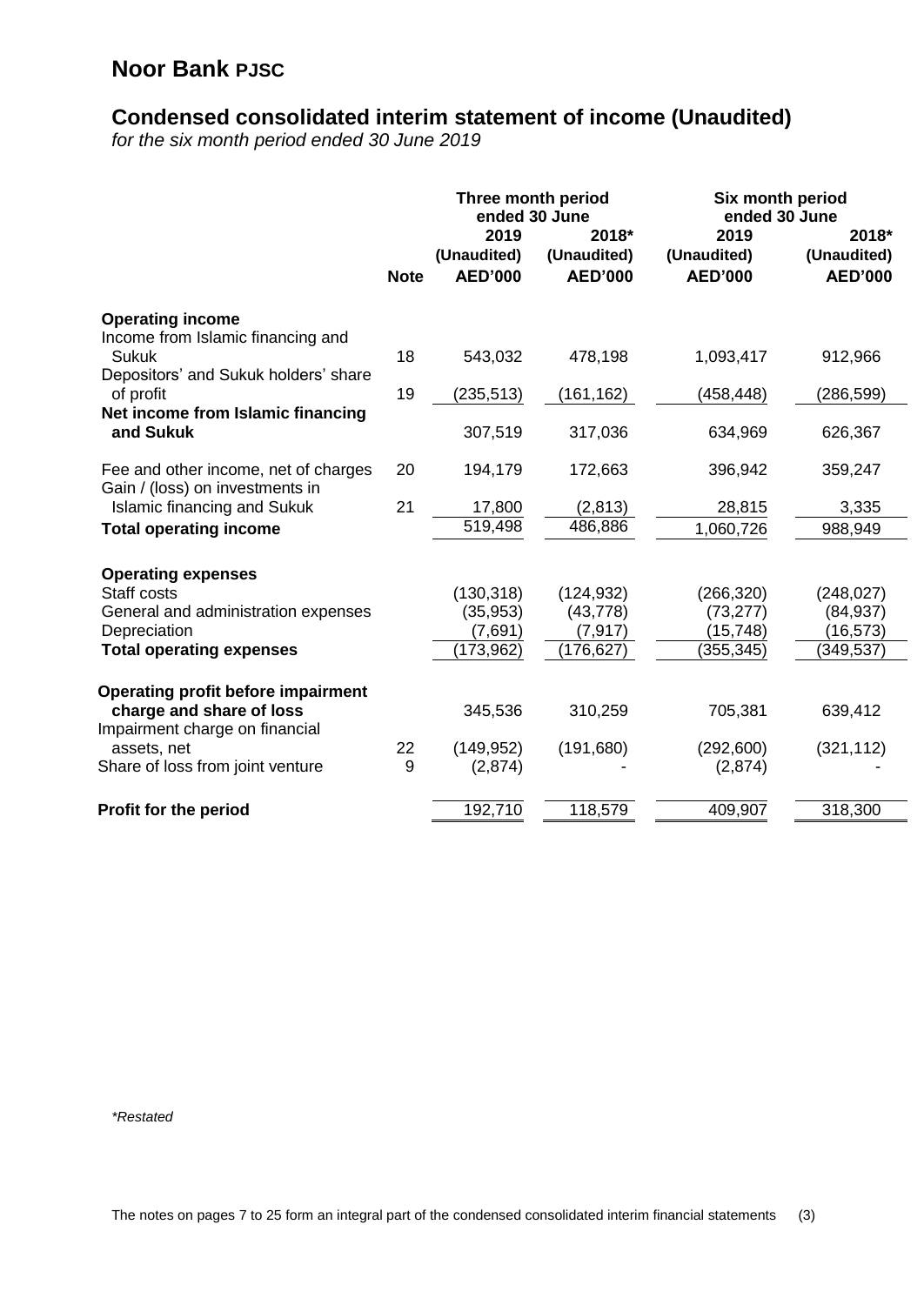# Noor Bank PJSC

## Condensed consolidated interim statement of income (Unaudited)

*for the six month period ended 30 June 2019*

| | Note | Three month period ended 30 June 2019 (Unaudited) AED'000 | Three month period ended 30 June 2018* (Unaudited) AED'000 | Six month period ended 30 June 2019 (Unaudited) AED'000 | Six month period ended 30 June 2018* (Unaudited) AED'000 |
|---|---|---|---|---|---|
| **Operating income** | | | | | |
| Income from Islamic financing and Sukuk | 18 | 543,032 | 478,198 | 1,093,417 | 912,966 |
| Depositors' and Sukuk holders' share of profit | 19 | (235,513) | (161,162) | (458,448) | (286,599) |
| **Net income from Islamic financing and Sukuk** | | 307,519 | 317,036 | 634,969 | 626,367 |
| Fee and other income, net of charges | 20 | 194,179 | 172,663 | 396,942 | 359,247 |
| Gain / (loss) on investments in Islamic financing and Sukuk | 21 | 17,800 | (2,813) | 28,815 | 3,335 |
| **Total operating income** | | 519,498 | 486,886 | 1,060,726 | 988,949 |
| **Operating expenses** | | | | | |
| Staff costs | | (130,318) | (124,932) | (266,320) | (248,027) |
| General and administration expenses | | (35,953) | (43,778) | (73,277) | (84,937) |
| Depreciation | | (7,691) | (7,917) | (15,748) | (16,573) |
| **Total operating expenses** | | (173,962) | (176,627) | (355,345) | (349,537) |
| **Operating profit before impairment charge and share of loss** | | 345,536 | 310,259 | 705,381 | 639,412 |
| Impairment charge on financial assets, net | 22 | (149,952) | (191,680) | (292,600) | (321,112) |
| Share of loss from joint venture | 9 | (2,874) | - | (2,874) | - |
| **Profit for the period** | | 192,710 | 118,579 | 409,907 | 318,300 |

*\*Restated*

The notes on pages 7 to 25 form an integral part of the condensed consolidated interim financial statements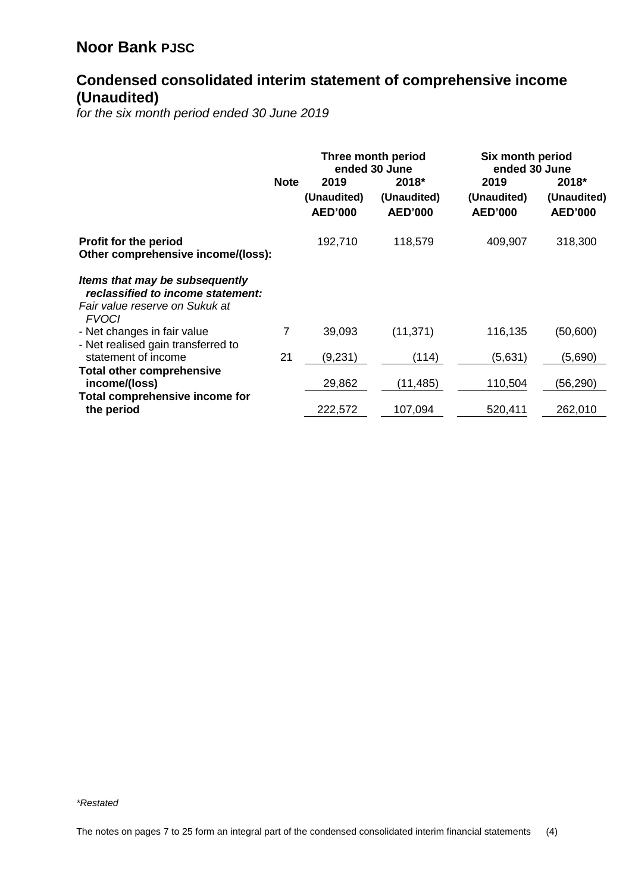# Noor Bank PJSC

## Condensed consolidated interim statement of comprehensive income (Unaudited)

*for the six month period ended 30 June 2019*

| | Note | Three month period ended 30 June | | Six month period ended 30 June | |
|---|---|---|---|---|---|
| | | 2019 | 2018* | 2019 | 2018* |
| | | (Unaudited) | (Unaudited) | (Unaudited) | (Unaudited) |
| | | AED'000 | AED'000 | AED'000 | AED'000 |
| **Profit for the period** | | 192,710 | 118,579 | 409,907 | 318,300 |
| **Other comprehensive income/(loss):** | | | | | |
| ***Items that may be subsequently reclassified to income statement:*** | | | | | |
| *Fair value reserve on Sukuk at FVOCI* | | | | | |
| - Net changes in fair value | 7 | 39,093 | (11,371) | 116,135 | (50,600) |
| - Net realised gain transferred to statement of income | 21 | (9,231) | (114) | (5,631) | (5,690) |
| **Total other comprehensive income/(loss)** | | 29,862 | (11,485) | 110,504 | (56,290) |
| **Total comprehensive income for the period** | | 222,572 | 107,094 | 520,411 | 262,010 |

*\*Restated*

The notes on pages 7 to 25 form an integral part of the condensed consolidated interim financial statements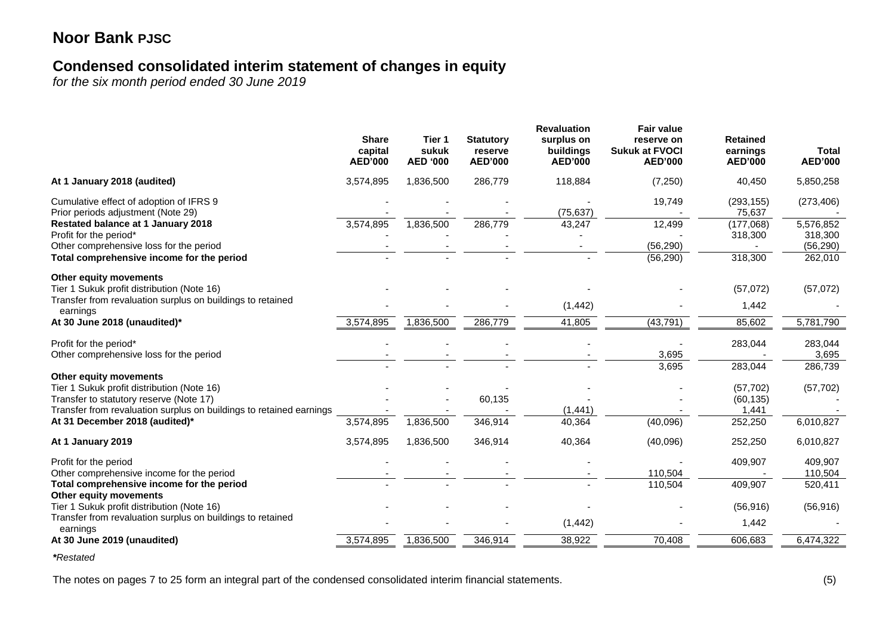# Noor Bank PJSC

## Condensed consolidated interim statement of changes in equity

*for the six month period ended 30 June 2019*

| | Share capital AED'000 | Tier 1 sukuk AED '000 | Statutory reserve AED'000 | Revaluation surplus on buildings AED'000 | Fair value reserve on Sukuk at FVOCI AED'000 | Retained earnings AED'000 | Total AED'000 |
|---|---|---|---|---|---|---|---|
| **At 1 January 2018 (audited)** | 3,574,895 | 1,836,500 | 286,779 | 118,884 | (7,250) | 40,450 | 5,850,258 |
| Cumulative effect of adoption of IFRS 9 | - | - | - | - | 19,749 | (293,155) | (273,406) |
| Prior periods adjustment (Note 29) | - | - | - | (75,637) | - | 75,637 | - |
| **Restated balance at 1 January 2018** | 3,574,895 | 1,836,500 | 286,779 | 43,247 | 12,499 | (177,068) | 5,576,852 |
| Profit for the period* | - | - | - | - | - | 318,300 | 318,300 |
| Other comprehensive loss for the period | - | - | - | - | (56,290) | - | (56,290) |
| **Total comprehensive income for the period** | - | - | - | - | (56,290) | 318,300 | 262,010 |
| **Other equity movements** | | | | | | | |
| Tier 1 Sukuk profit distribution (Note 16) | - | - | - | - | - | (57,072) | (57,072) |
| Transfer from revaluation surplus on buildings to retained earnings | - | - | - | (1,442) | - | 1,442 | - |
| **At 30 June 2018 (unaudited)*** | 3,574,895 | 1,836,500 | 286,779 | 41,805 | (43,791) | 85,602 | 5,781,790 |
| Profit for the period* | - | - | - | - | - | 283,044 | 283,044 |
| Other comprehensive loss for the period | - | - | - | - | 3,695 | - | 3,695 |
| | - | - | - | - | 3,695 | 283,044 | 286,739 |
| **Other equity movements** | | | | | | | |
| Tier 1 Sukuk profit distribution (Note 16) | - | - | - | - | - | (57,702) | (57,702) |
| Transfer to statutory reserve (Note 17) | - | - | 60,135 | - | - | (60,135) | - |
| Transfer from revaluation surplus on buildings to retained earnings | - | - | - | (1,441) | - | 1,441 | - |
| **At 31 December 2018 (audited)*** | 3,574,895 | 1,836,500 | 346,914 | 40,364 | (40,096) | 252,250 | 6,010,827 |
| **At 1 January 2019** | 3,574,895 | 1,836,500 | 346,914 | 40,364 | (40,096) | 252,250 | 6,010,827 |
| Profit for the period | - | - | - | - | - | 409,907 | 409,907 |
| Other comprehensive income for the period | - | - | - | - | 110,504 | - | 110,504 |
| **Total comprehensive income for the period** | - | - | - | - | 110,504 | 409,907 | 520,411 |
| **Other equity movements** | | | | | | | |
| Tier 1 Sukuk profit distribution (Note 16) | - | - | - | - | - | (56,916) | (56,916) |
| Transfer from revaluation surplus on buildings to retained earnings | - | - | - | (1,442) | - | 1,442 | - |
| **At 30 June 2019 (unaudited)** | 3,574,895 | 1,836,500 | 346,914 | 38,922 | 70,408 | 606,683 | 6,474,322 |

***Restated**

The notes on pages 7 to 25 form an integral part of the condensed consolidated interim financial statements.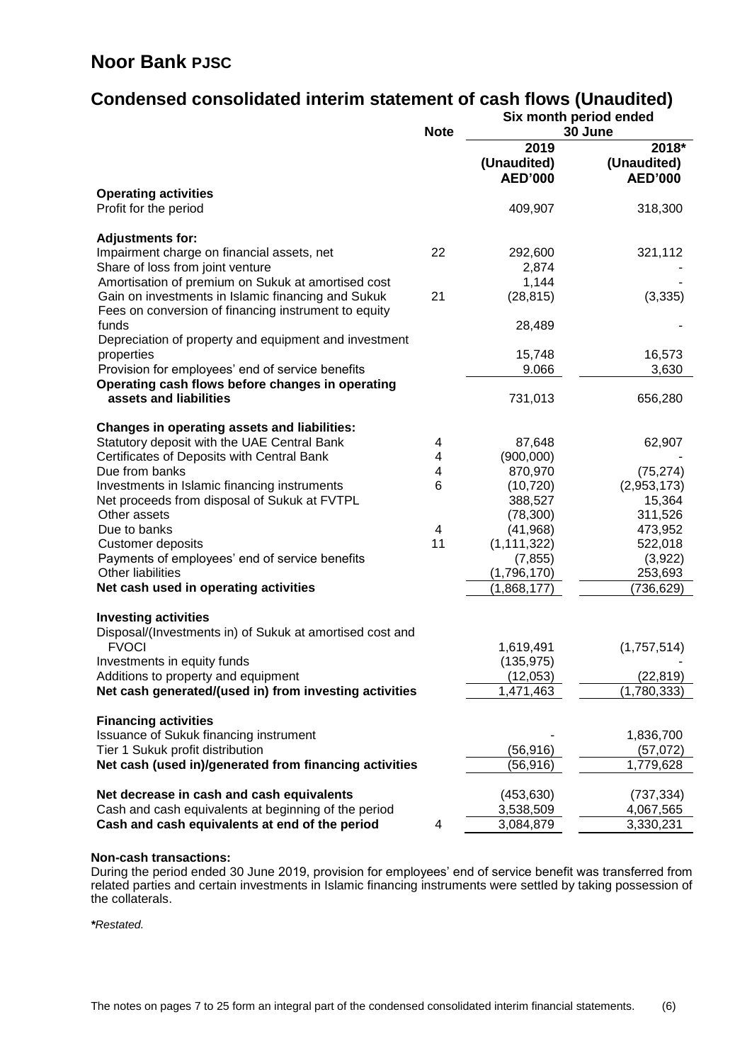# Noor Bank PJSC

## Condensed consolidated interim statement of cash flows (Unaudited)

| | Note | Six month period ended 30 June | |
|---|---|---|---|
| | | 2019 (Unaudited) AED'000 | 2018* (Unaudited) AED'000 |
| **Operating activities** | | | |
| Profit for the period | | 409,907 | 318,300 |
| **Adjustments for:** | | | |
| Impairment charge on financial assets, net | 22 | 292,600 | 321,112 |
| Share of loss from joint venture | | 2,874 | - |
| Amortisation of premium on Sukuk at amortised cost | | 1,144 | - |
| Gain on investments in Islamic financing and Sukuk | 21 | (28,815) | (3,335) |
| Fees on conversion of financing instrument to equity funds | | 28,489 | - |
| Depreciation of property and equipment and investment properties | | 15,748 | 16,573 |
| Provision for employees' end of service benefits | | 9.066 | 3,630 |
| **Operating cash flows before changes in operating assets and liabilities** | | 731,013 | 656,280 |
| **Changes in operating assets and liabilities:** | | | |
| Statutory deposit with the UAE Central Bank | 4 | 87,648 | 62,907 |
| Certificates of Deposits with Central Bank | 4 | (900,000) | - |
| Due from banks | 4 | 870,970 | (75,274) |
| Investments in Islamic financing instruments | 6 | (10,720) | (2,953,173) |
| Net proceeds from disposal of Sukuk at FVTPL | | 388,527 | 15,364 |
| Other assets | | (78,300) | 311,526 |
| Due to banks | 4 | (41,968) | 473,952 |
| Customer deposits | 11 | (1,111,322) | 522,018 |
| Payments of employees' end of service benefits | | (7,855) | (3,922) |
| Other liabilities | | (1,796,170) | 253,693 |
| **Net cash used in operating activities** | | (1,868,177) | (736,629) |
| **Investing activities** | | | |
| Disposal/(Investments in) of Sukuk at amortised cost and FVOCI | | 1,619,491 | (1,757,514) |
| Investments in equity funds | | (135,975) | - |
| Additions to property and equipment | | (12,053) | (22,819) |
| **Net cash generated/(used in) from investing activities** | | 1,471,463 | (1,780,333) |
| **Financing activities** | | | |
| Issuance of Sukuk financing instrument | | - | 1,836,700 |
| Tier 1 Sukuk profit distribution | | (56,916) | (57,072) |
| **Net cash (used in)/generated from financing activities** | | (56,916) | 1,779,628 |
| **Net decrease in cash and cash equivalents** | | (453,630) | (737,334) |
| Cash and cash equivalents at beginning of the period | | 3,538,509 | 4,067,565 |
| **Cash and cash equivalents at end of the period** | 4 | 3,084,879 | 3,330,231 |

**Non-cash transactions:**

During the period ended 30 June 2019, provision for employees' end of service benefit was transferred from related parties and certain investments in Islamic financing instruments were settled by taking possession of the collaterals.

*\*Restated.*

The notes on pages 7 to 25 form an integral part of the condensed consolidated interim financial statements.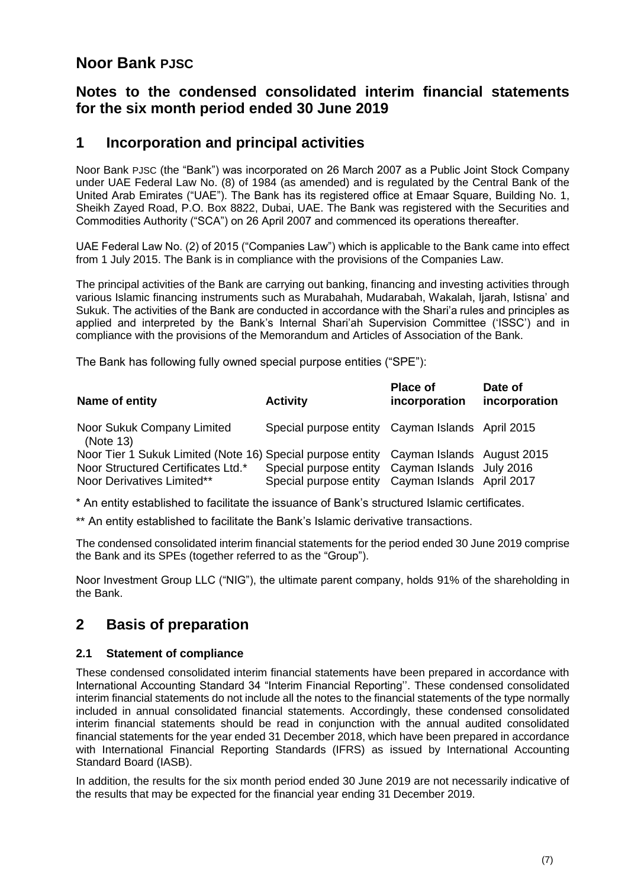# Noor Bank PJSC

## Notes to the condensed consolidated interim financial statements for the six month period ended 30 June 2019

## 1 Incorporation and principal activities

Noor Bank PJSC (the "Bank") was incorporated on 26 March 2007 as a Public Joint Stock Company under UAE Federal Law No. (8) of 1984 (as amended) and is regulated by the Central Bank of the United Arab Emirates ("UAE"). The Bank has its registered office at Emaar Square, Building No. 1, Sheikh Zayed Road, P.O. Box 8822, Dubai, UAE. The Bank was registered with the Securities and Commodities Authority ("SCA") on 26 April 2007 and commenced its operations thereafter.

UAE Federal Law No. (2) of 2015 ("Companies Law") which is applicable to the Bank came into effect from 1 July 2015. The Bank is in compliance with the provisions of the Companies Law.

The principal activities of the Bank are carrying out banking, financing and investing activities through various Islamic financing instruments such as Murabahah, Mudarabah, Wakalah, Ijarah, Istisna' and Sukuk. The activities of the Bank are conducted in accordance with the Shari'a rules and principles as applied and interpreted by the Bank's Internal Shari'ah Supervision Committee ('ISSC') and in compliance with the provisions of the Memorandum and Articles of Association of the Bank.

The Bank has following fully owned special purpose entities ("SPE"):

| Name of entity | Activity | Place of incorporation | Date of incorporation |
|---|---|---|---|
| Noor Sukuk Company Limited (Note 13) | Special purpose entity | Cayman Islands | April 2015 |
| Noor Tier 1 Sukuk Limited (Note 16) | Special purpose entity | Cayman Islands | August 2015 |
| Noor Structured Certificates Ltd.* | Special purpose entity | Cayman Islands | July 2016 |
| Noor Derivatives Limited** | Special purpose entity | Cayman Islands | April 2017 |

\* An entity established to facilitate the issuance of Bank's structured Islamic certificates.

\*\* An entity established to facilitate the Bank's Islamic derivative transactions.

The condensed consolidated interim financial statements for the period ended 30 June 2019 comprise the Bank and its SPEs (together referred to as the "Group").

Noor Investment Group LLC ("NIG"), the ultimate parent company, holds 91% of the shareholding in the Bank.

## 2 Basis of preparation

### 2.1 Statement of compliance

These condensed consolidated interim financial statements have been prepared in accordance with International Accounting Standard 34 "Interim Financial Reporting''. These condensed consolidated interim financial statements do not include all the notes to the financial statements of the type normally included in annual consolidated financial statements. Accordingly, these condensed consolidated interim financial statements should be read in conjunction with the annual audited consolidated financial statements for the year ended 31 December 2018, which have been prepared in accordance with International Financial Reporting Standards (IFRS) as issued by International Accounting Standard Board (IASB).

In addition, the results for the six month period ended 30 June 2019 are not necessarily indicative of the results that may be expected for the financial year ending 31 December 2019.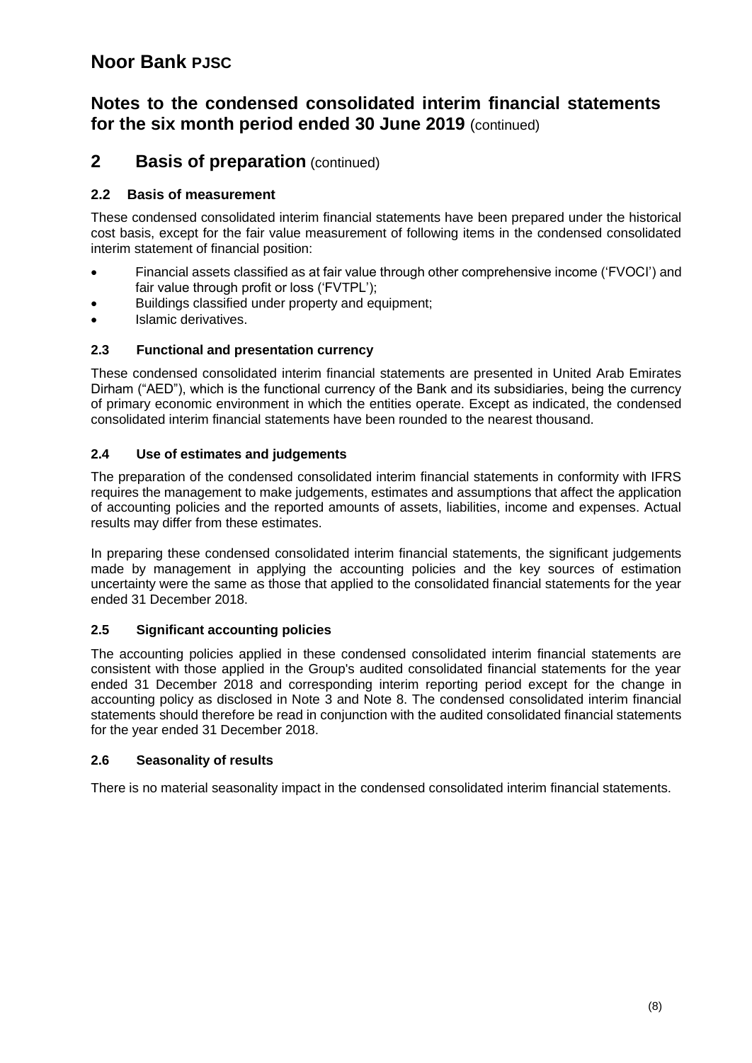# Noor Bank PJSC

## Notes to the condensed consolidated interim financial statements for the six month period ended 30 June 2019 (continued)

## 2 Basis of preparation (continued)

### 2.2 Basis of measurement

These condensed consolidated interim financial statements have been prepared under the historical cost basis, except for the fair value measurement of following items in the condensed consolidated interim statement of financial position:

- Financial assets classified as at fair value through other comprehensive income ('FVOCI') and fair value through profit or loss ('FVTPL');
- Buildings classified under property and equipment;
- Islamic derivatives.

### 2.3 Functional and presentation currency

These condensed consolidated interim financial statements are presented in United Arab Emirates Dirham ("AED"), which is the functional currency of the Bank and its subsidiaries, being the currency of primary economic environment in which the entities operate. Except as indicated, the condensed consolidated interim financial statements have been rounded to the nearest thousand.

### 2.4 Use of estimates and judgements

The preparation of the condensed consolidated interim financial statements in conformity with IFRS requires the management to make judgements, estimates and assumptions that affect the application of accounting policies and the reported amounts of assets, liabilities, income and expenses. Actual results may differ from these estimates.

In preparing these condensed consolidated interim financial statements, the significant judgements made by management in applying the accounting policies and the key sources of estimation uncertainty were the same as those that applied to the consolidated financial statements for the year ended 31 December 2018.

### 2.5 Significant accounting policies

The accounting policies applied in these condensed consolidated interim financial statements are consistent with those applied in the Group's audited consolidated financial statements for the year ended 31 December 2018 and corresponding interim reporting period except for the change in accounting policy as disclosed in Note 3 and Note 8. The condensed consolidated interim financial statements should therefore be read in conjunction with the audited consolidated financial statements for the year ended 31 December 2018.

### 2.6 Seasonality of results

There is no material seasonality impact in the condensed consolidated interim financial statements.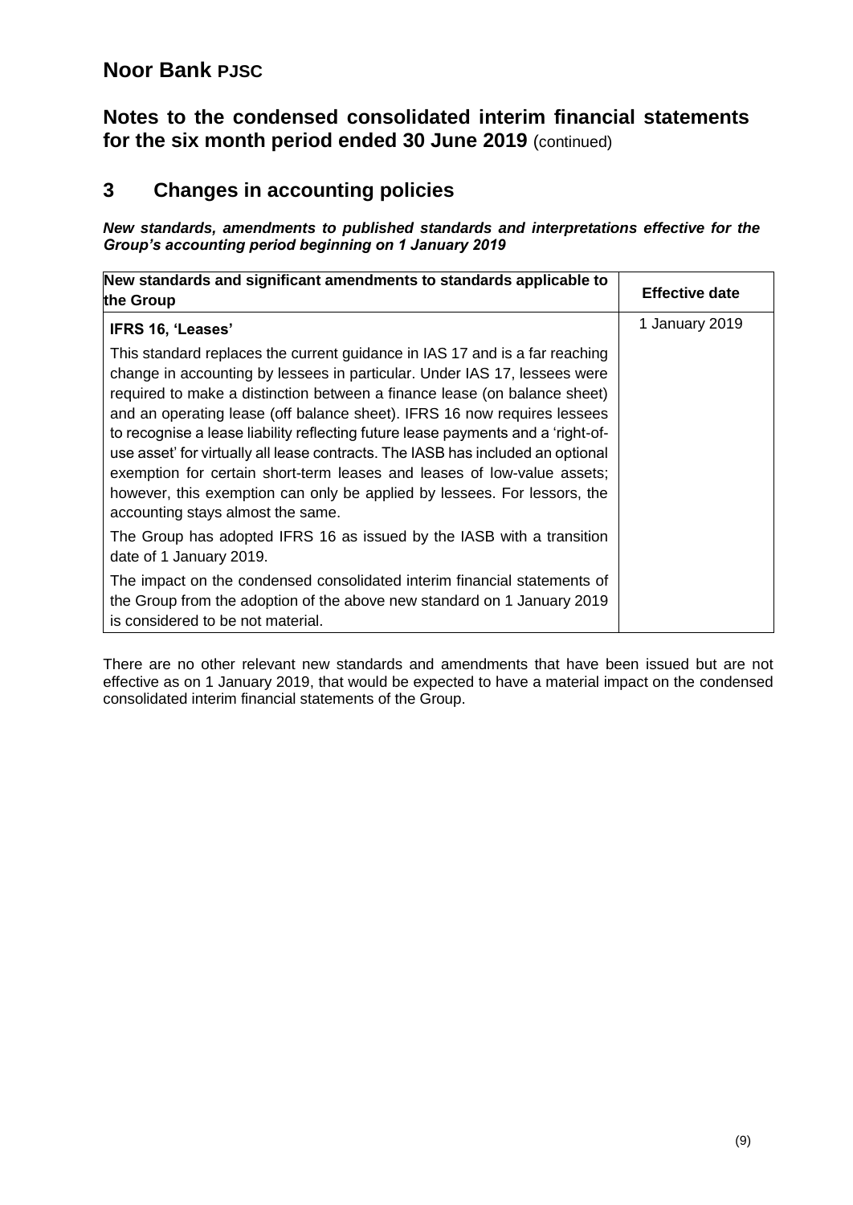# Noor Bank PJSC

## Notes to the condensed consolidated interim financial statements for the six month period ended 30 June 2019 (continued)

## 3 Changes in accounting policies

***New standards, amendments to published standards and interpretations effective for the Group's accounting period beginning on 1 January 2019***

| New standards and significant amendments to standards applicable to the Group | Effective date |
|---|---|
| **IFRS 16, 'Leases'**<br><br>This standard replaces the current guidance in IAS 17 and is a far reaching change in accounting by lessees in particular. Under IAS 17, lessees were required to make a distinction between a finance lease (on balance sheet) and an operating lease (off balance sheet). IFRS 16 now requires lessees to recognise a lease liability reflecting future lease payments and a 'right-of-use asset' for virtually all lease contracts. The IASB has included an optional exemption for certain short-term leases and leases of low-value assets; however, this exemption can only be applied by lessees. For lessors, the accounting stays almost the same.<br><br>The Group has adopted IFRS 16 as issued by the IASB with a transition date of 1 January 2019.<br><br>The impact on the condensed consolidated interim financial statements of the Group from the adoption of the above new standard on 1 January 2019 is considered to be not material. | 1 January 2019 |

There are no other relevant new standards and amendments that have been issued but are not effective as on 1 January 2019, that would be expected to have a material impact on the condensed consolidated interim financial statements of the Group.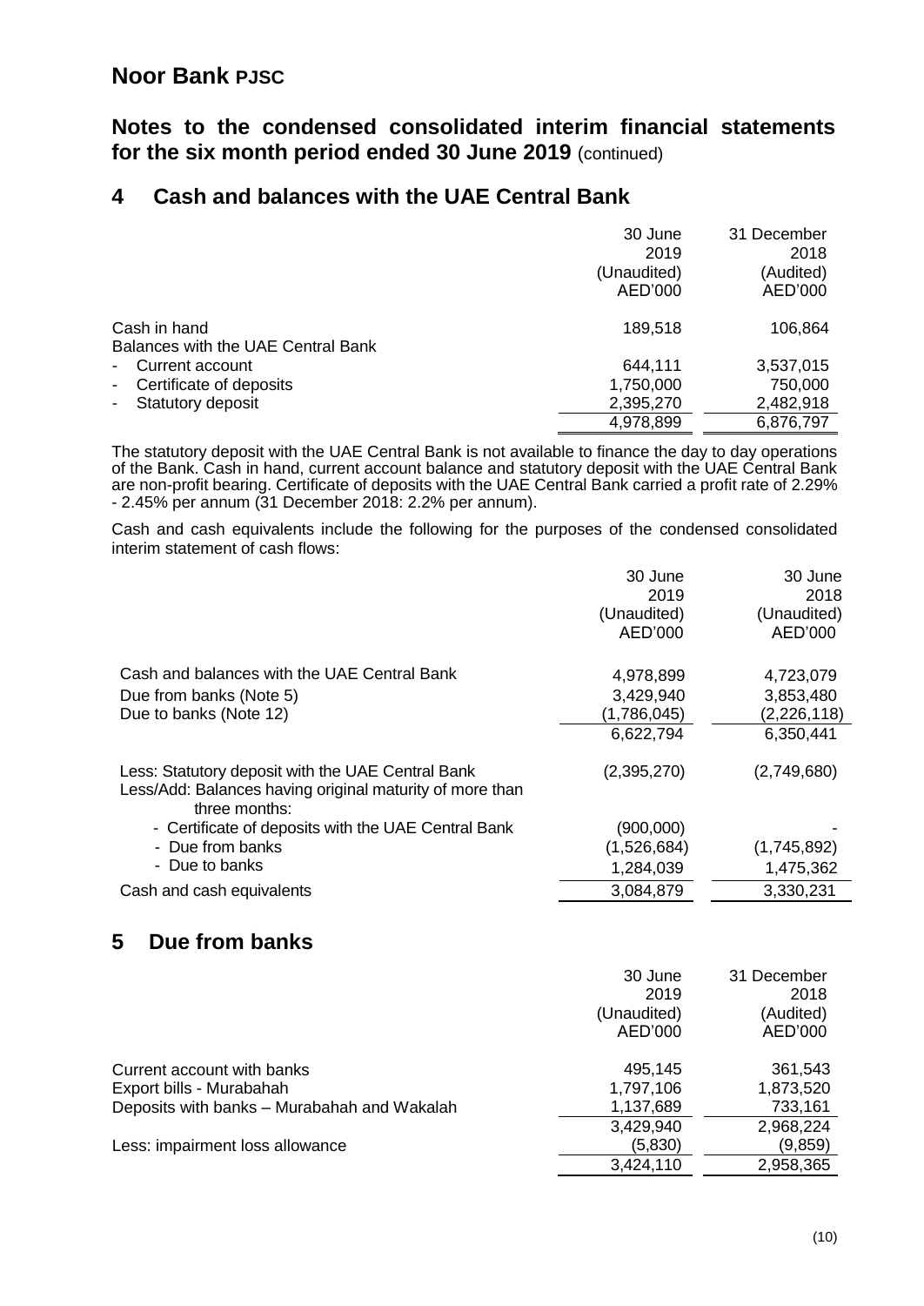# Noor Bank PJSC

## Notes to the condensed consolidated interim financial statements for the six month period ended 30 June 2019 (continued)

## 4 Cash and balances with the UAE Central Bank

| | 30 June 2019 (Unaudited) AED'000 | 31 December 2018 (Audited) AED'000 |
|---|---|---|
| Cash in hand | 189,518 | 106,864 |
| Balances with the UAE Central Bank | | |
| - Current account | 644,111 | 3,537,015 |
| - Certificate of deposits | 1,750,000 | 750,000 |
| - Statutory deposit | 2,395,270 | 2,482,918 |
| | 4,978,899 | 6,876,797 |

The statutory deposit with the UAE Central Bank is not available to finance the day to day operations of the Bank. Cash in hand, current account balance and statutory deposit with the UAE Central Bank are non-profit bearing. Certificate of deposits with the UAE Central Bank carried a profit rate of 2.29% - 2.45% per annum (31 December 2018: 2.2% per annum).

Cash and cash equivalents include the following for the purposes of the condensed consolidated interim statement of cash flows:

| | 30 June 2019 (Unaudited) AED'000 | 30 June 2018 (Unaudited) AED'000 |
|---|---|---|
| Cash and balances with the UAE Central Bank | 4,978,899 | 4,723,079 |
| Due from banks (Note 5) | 3,429,940 | 3,853,480 |
| Due to banks (Note 12) | (1,786,045) | (2,226,118) |
| | 6,622,794 | 6,350,441 |
| Less: Statutory deposit with the UAE Central Bank | (2,395,270) | (2,749,680) |
| Less/Add: Balances having original maturity of more than three months: | | |
| - Certificate of deposits with the UAE Central Bank | (900,000) | - |
| - Due from banks | (1,526,684) | (1,745,892) |
| - Due to banks | 1,284,039 | 1,475,362 |
| Cash and cash equivalents | 3,084,879 | 3,330,231 |

## 5 Due from banks

| | 30 June 2019 (Unaudited) AED'000 | 31 December 2018 (Audited) AED'000 |
|---|---|---|
| Current account with banks | 495,145 | 361,543 |
| Export bills - Murabahah | 1,797,106 | 1,873,520 |
| Deposits with banks – Murabahah and Wakalah | 1,137,689 | 733,161 |
| | 3,429,940 | 2,968,224 |
| Less: impairment loss allowance | (5,830) | (9,859) |
| | 3,424,110 | 2,958,365 |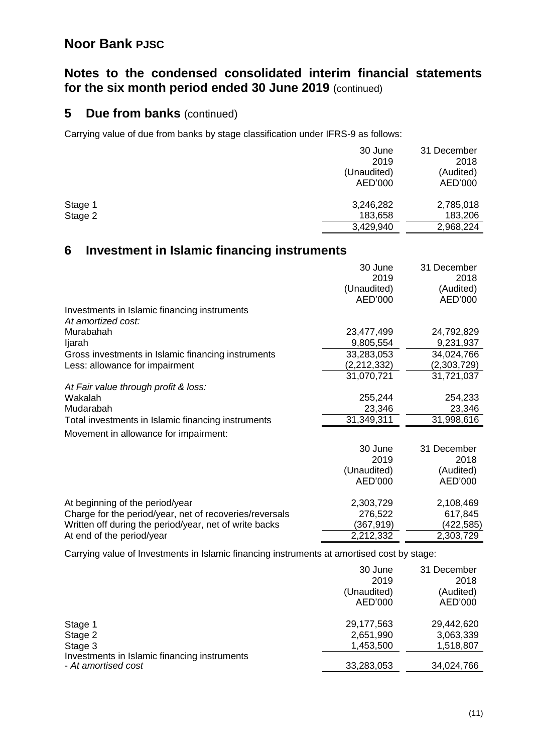# Noor Bank PJSC

## Notes to the condensed consolidated interim financial statements for the six month period ended 30 June 2019 (continued)

## 5 Due from banks (continued)

Carrying value of due from banks by stage classification under IFRS-9 as follows:

| | 30 June 2019 (Unaudited) AED'000 | 31 December 2018 (Audited) AED'000 |
|---|---|---|
| Stage 1 | 3,246,282 | 2,785,018 |
| Stage 2 | 183,658 | 183,206 |
| | 3,429,940 | 2,968,224 |

## 6 Investment in Islamic financing instruments

| | 30 June 2019 (Unaudited) AED'000 | 31 December 2018 (Audited) AED'000 |
|---|---|---|
| Investments in Islamic financing instruments | | |
| *At amortized cost:* | | |
| Murabahah | 23,477,499 | 24,792,829 |
| Ijarah | 9,805,554 | 9,231,937 |
| Gross investments in Islamic financing instruments | 33,283,053 | 34,024,766 |
| Less: allowance for impairment | (2,212,332) | (2,303,729) |
| | 31,070,721 | 31,721,037 |
| *At Fair value through profit & loss:* | | |
| Wakalah | 255,244 | 254,233 |
| Mudarabah | 23,346 | 23,346 |
| Total investments in Islamic financing instruments | 31,349,311 | 31,998,616 |

Movement in allowance for impairment:

| | 30 June 2019 (Unaudited) AED'000 | 31 December 2018 (Audited) AED'000 |
|---|---|---|
| At beginning of the period/year | 2,303,729 | 2,108,469 |
| Charge for the period/year, net of recoveries/reversals | 276,522 | 617,845 |
| Written off during the period/year, net of write backs | (367,919) | (422,585) |
| At end of the period/year | 2,212,332 | 2,303,729 |

Carrying value of Investments in Islamic financing instruments at amortised cost by stage:

| | 30 June 2019 (Unaudited) AED'000 | 31 December 2018 (Audited) AED'000 |
|---|---|---|
| Stage 1 | 29,177,563 | 29,442,620 |
| Stage 2 | 2,651,990 | 3,063,339 |
| Stage 3 | 1,453,500 | 1,518,807 |
| Investments in Islamic financing instruments *- At amortised cost* | 33,283,053 | 34,024,766 |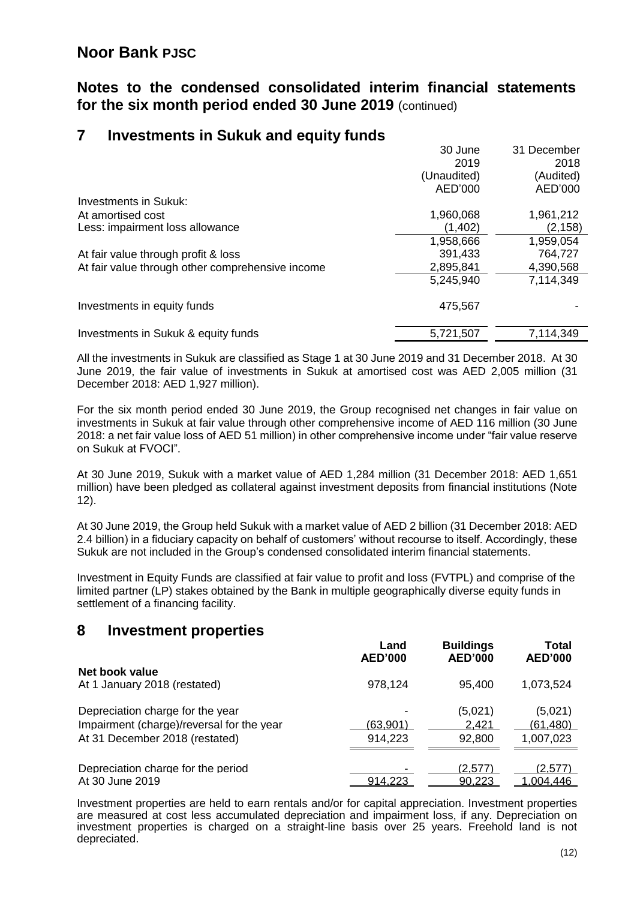# Noor Bank PJSC

## Notes to the condensed consolidated interim financial statements for the six month period ended 30 June 2019 (continued)

## 7 Investments in Sukuk and equity funds

| | 30 June 2019 (Unaudited) AED'000 | 31 December 2018 (Audited) AED'000 |
|---|---|---|
| Investments in Sukuk: | | |
| At amortised cost | 1,960,068 | 1,961,212 |
| Less: impairment loss allowance | (1,402) | (2,158) |
| | 1,958,666 | 1,959,054 |
| At fair value through profit & loss | 391,433 | 764,727 |
| At fair value through other comprehensive income | 2,895,841 | 4,390,568 |
| | 5,245,940 | 7,114,349 |
| Investments in equity funds | 475,567 | - |
| Investments in Sukuk & equity funds | 5,721,507 | 7,114,349 |

All the investments in Sukuk are classified as Stage 1 at 30 June 2019 and 31 December 2018. At 30 June 2019, the fair value of investments in Sukuk at amortised cost was AED 2,005 million (31 December 2018: AED 1,927 million).

For the six month period ended 30 June 2019, the Group recognised net changes in fair value on investments in Sukuk at fair value through other comprehensive income of AED 116 million (30 June 2018: a net fair value loss of AED 51 million) in other comprehensive income under "fair value reserve on Sukuk at FVOCI".

At 30 June 2019, Sukuk with a market value of AED 1,284 million (31 December 2018: AED 1,651 million) have been pledged as collateral against investment deposits from financial institutions (Note 12).

At 30 June 2019, the Group held Sukuk with a market value of AED 2 billion (31 December 2018: AED 2.4 billion) in a fiduciary capacity on behalf of customers' without recourse to itself. Accordingly, these Sukuk are not included in the Group's condensed consolidated interim financial statements.

Investment in Equity Funds are classified at fair value to profit and loss (FVTPL) and comprise of the limited partner (LP) stakes obtained by the Bank in multiple geographically diverse equity funds in settlement of a financing facility.

## 8 Investment properties

| | Land AED'000 | Buildings AED'000 | Total AED'000 |
|---|---|---|---|
| **Net book value** | | | |
| At 1 January 2018 (restated) | 978,124 | 95,400 | 1,073,524 |
| Depreciation charge for the year | - | (5,021) | (5,021) |
| Impairment (charge)/reversal for the year | (63,901) | 2,421 | (61,480) |
| At 31 December 2018 (restated) | 914,223 | 92,800 | 1,007,023 |
| Depreciation charge for the period | - | (2,577) | (2,577) |
| At 30 June 2019 | 914,223 | 90,223 | 1,004,446 |

Investment properties are held to earn rentals and/or for capital appreciation. Investment properties are measured at cost less accumulated depreciation and impairment loss, if any. Depreciation on investment properties is charged on a straight-line basis over 25 years. Freehold land is not depreciated.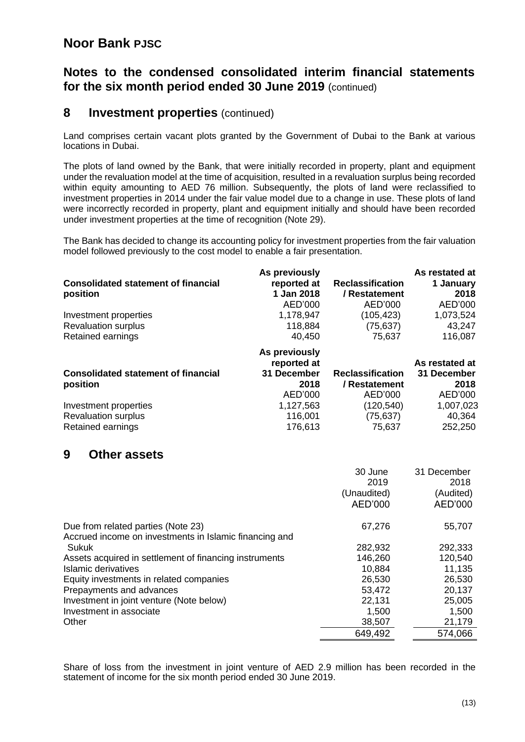## 8 Investment properties (continued)

Land comprises certain vacant plots granted by the Government of Dubai to the Bank at various locations in Dubai.

The plots of land owned by the Bank, that were initially recorded in property, plant and equipment under the revaluation model at the time of acquisition, resulted in a revaluation surplus being recorded within equity amounting to AED 76 million. Subsequently, the plots of land were reclassified to investment properties in 2014 under the fair value model due to a change in use. These plots of land were incorrectly recorded in property, plant and equipment initially and should have been recorded under investment properties at the time of recognition (Note 29).

The Bank has decided to change its accounting policy for investment properties from the fair valuation model followed previously to the cost model to enable a fair presentation.

| Consolidated statement of financial position | As previously reported at 1 Jan 2018 | Reclassification / Restatement | As restated at 1 January 2018 |
|---|---|---|---|
| | AED'000 | AED'000 | AED'000 |
| Investment properties | 1,178,947 | (105,423) | 1,073,524 |
| Revaluation surplus | 118,884 | (75,637) | 43,247 |
| Retained earnings | 40,450 | 75,637 | 116,087 |

| Consolidated statement of financial position | As previously reported at 31 December 2018 | Reclassification / Restatement | As restated at 31 December 2018 |
|---|---|---|---|
| | AED'000 | AED'000 | AED'000 |
| Investment properties | 1,127,563 | (120,540) | 1,007,023 |
| Revaluation surplus | 116,001 | (75,637) | 40,364 |
| Retained earnings | 176,613 | 75,637 | 252,250 |

## 9 Other assets

| | 30 June 2019 (Unaudited) AED'000 | 31 December 2018 (Audited) AED'000 |
|---|---|---|
| Due from related parties (Note 23) | 67,276 | 55,707 |
| Accrued income on investments in Islamic financing and Sukuk | 282,932 | 292,333 |
| Assets acquired in settlement of financing instruments | 146,260 | 120,540 |
| Islamic derivatives | 10,884 | 11,135 |
| Equity investments in related companies | 26,530 | 26,530 |
| Prepayments and advances | 53,472 | 20,137 |
| Investment in joint venture (Note below) | 22,131 | 25,005 |
| Investment in associate | 1,500 | 1,500 |
| Other | 38,507 | 21,179 |
| | 649,492 | 574,066 |

Share of loss from the investment in joint venture of AED 2.9 million has been recorded in the statement of income for the six month period ended 30 June 2019.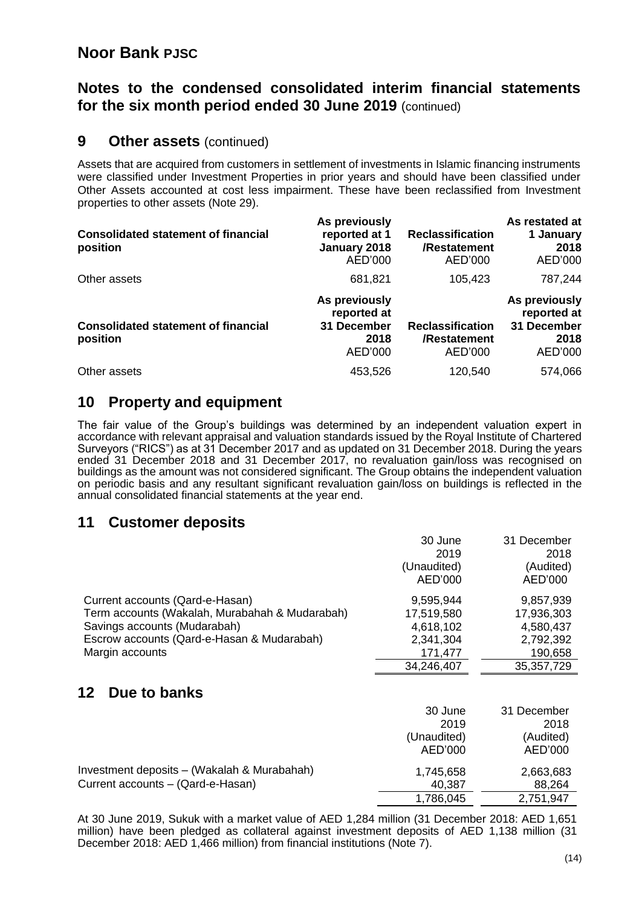# Noor Bank PJSC

## Notes to the condensed consolidated interim financial statements for the six month period ended 30 June 2019 (continued)

## 9 Other assets (continued)

Assets that are acquired from customers in settlement of investments in Islamic financing instruments were classified under Investment Properties in prior years and should have been classified under Other Assets accounted at cost less impairment. These have been reclassified from Investment properties to other assets (Note 29).

| **Consolidated statement of financial position** | **As previously reported at 1 January 2018** AED'000 | **Reclassification /Restatement** AED'000 | **As restated at 1 January 2018** AED'000 |
|---|---|---|---|
| Other assets | 681,821 | 105,423 | 787,244 |

| **Consolidated statement of financial position** | **As previously reported at 31 December 2018** AED'000 | **Reclassification /Restatement** AED'000 | **As previously reported at 31 December 2018** AED'000 |
|---|---|---|---|
| Other assets | 453,526 | 120,540 | 574,066 |

## 10 Property and equipment

The fair value of the Group's buildings was determined by an independent valuation expert in accordance with relevant appraisal and valuation standards issued by the Royal Institute of Chartered Surveyors ("RICS") as at 31 December 2017 and as updated on 31 December 2018. During the years ended 31 December 2018 and 31 December 2017, no revaluation gain/loss was recognised on buildings as the amount was not considered significant. The Group obtains the independent valuation on periodic basis and any resultant significant revaluation gain/loss on buildings is reflected in the annual consolidated financial statements at the year end.

## 11 Customer deposits

| | 30 June 2019 (Unaudited) AED'000 | 31 December 2018 (Audited) AED'000 |
|---|---|---|
| Current accounts (Qard-e-Hasan) | 9,595,944 | 9,857,939 |
| Term accounts (Wakalah, Murabahah & Mudarabah) | 17,519,580 | 17,936,303 |
| Savings accounts (Mudarabah) | 4,618,102 | 4,580,437 |
| Escrow accounts (Qard-e-Hasan & Mudarabah) | 2,341,304 | 2,792,392 |
| Margin accounts | 171,477 | 190,658 |
| | 34,246,407 | 35,357,729 |

## 12 Due to banks

| | 30 June 2019 (Unaudited) AED'000 | 31 December 2018 (Audited) AED'000 |
|---|---|---|
| Investment deposits – (Wakalah & Murabahah) | 1,745,658 | 2,663,683 |
| Current accounts – (Qard-e-Hasan) | 40,387 | 88,264 |
| | 1,786,045 | 2,751,947 |

At 30 June 2019, Sukuk with a market value of AED 1,284 million (31 December 2018: AED 1,651 million) have been pledged as collateral against investment deposits of AED 1,138 million (31 December 2018: AED 1,466 million) from financial institutions (Note 7).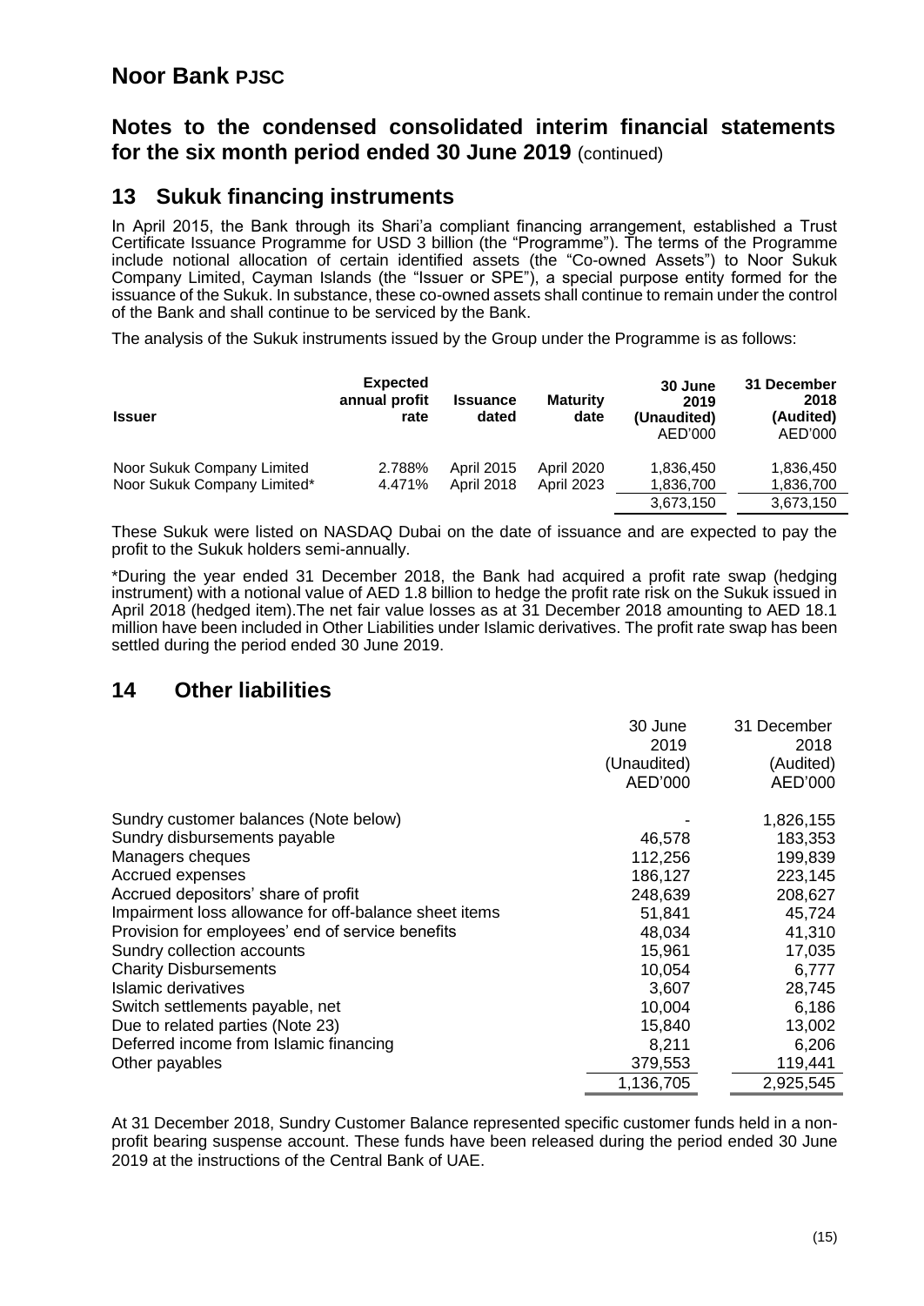# Noor Bank PJSC

## Notes to the condensed consolidated interim financial statements for the six month period ended 30 June 2019 (continued)

## 13 Sukuk financing instruments

In April 2015, the Bank through its Shari'a compliant financing arrangement, established a Trust Certificate Issuance Programme for USD 3 billion (the "Programme"). The terms of the Programme include notional allocation of certain identified assets (the "Co-owned Assets") to Noor Sukuk Company Limited, Cayman Islands (the "Issuer or SPE"), a special purpose entity formed for the issuance of the Sukuk. In substance, these co-owned assets shall continue to remain under the control of the Bank and shall continue to be serviced by the Bank.

The analysis of the Sukuk instruments issued by the Group under the Programme is as follows:

| Issuer | Expected annual profit rate | Issuance dated | Maturity date | 30 June 2019 (Unaudited) AED'000 | 31 December 2018 (Audited) AED'000 |
|---|---|---|---|---|---|
| Noor Sukuk Company Limited | 2.788% | April 2015 | April 2020 | 1,836,450 | 1,836,450 |
| Noor Sukuk Company Limited* | 4.471% | April 2018 | April 2023 | 1,836,700 | 1,836,700 |
| | | | | 3,673,150 | 3,673,150 |

These Sukuk were listed on NASDAQ Dubai on the date of issuance and are expected to pay the profit to the Sukuk holders semi-annually.

*During the year ended 31 December 2018, the Bank had acquired a profit rate swap (hedging instrument) with a notional value of AED 1.8 billion to hedge the profit rate risk on the Sukuk issued in April 2018 (hedged item).The net fair value losses as at 31 December 2018 amounting to AED 18.1 million have been included in Other Liabilities under Islamic derivatives. The profit rate swap has been settled during the period ended 30 June 2019.

## 14 Other liabilities

| | 30 June 2019 (Unaudited) AED'000 | 31 December 2018 (Audited) AED'000 |
|---|---|---|
| Sundry customer balances (Note below) | - | 1,826,155 |
| Sundry disbursements payable | 46,578 | 183,353 |
| Managers cheques | 112,256 | 199,839 |
| Accrued expenses | 186,127 | 223,145 |
| Accrued depositors' share of profit | 248,639 | 208,627 |
| Impairment loss allowance for off-balance sheet items | 51,841 | 45,724 |
| Provision for employees' end of service benefits | 48,034 | 41,310 |
| Sundry collection accounts | 15,961 | 17,035 |
| Charity Disbursements | 10,054 | 6,777 |
| Islamic derivatives | 3,607 | 28,745 |
| Switch settlements payable, net | 10,004 | 6,186 |
| Due to related parties (Note 23) | 15,840 | 13,002 |
| Deferred income from Islamic financing | 8,211 | 6,206 |
| Other payables | 379,553 | 119,441 |
| | 1,136,705 | 2,925,545 |

At 31 December 2018, Sundry Customer Balance represented specific customer funds held in a non-profit bearing suspense account. These funds have been released during the period ended 30 June 2019 at the instructions of the Central Bank of UAE.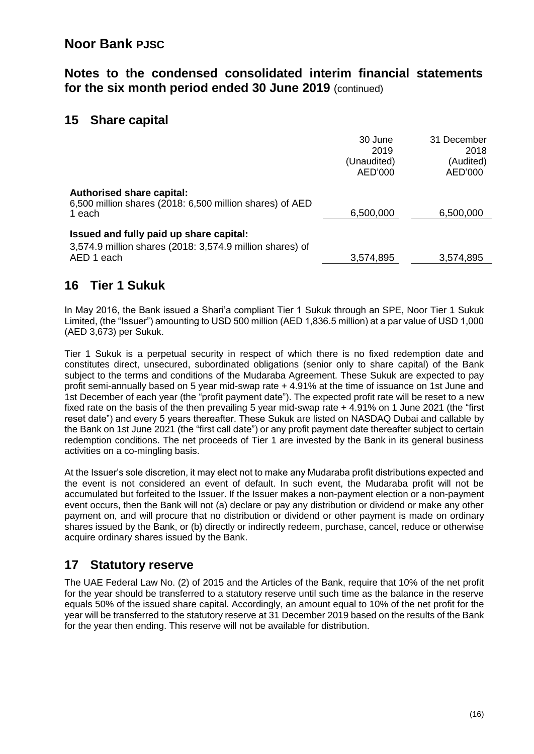# Noor Bank PJSC

## Notes to the condensed consolidated interim financial statements for the six month period ended 30 June 2019 (continued)

## 15 Share capital

| | 30 June 2019 (Unaudited) AED'000 | 31 December 2018 (Audited) AED'000 |
|---|---|---|
| **Authorised share capital:** | | |
| 6,500 million shares (2018: 6,500 million shares) of AED 1 each | 6,500,000 | 6,500,000 |
| **Issued and fully paid up share capital:** | | |
| 3,574.9 million shares (2018: 3,574.9 million shares) of AED 1 each | 3,574,895 | 3,574,895 |

## 16 Tier 1 Sukuk

In May 2016, the Bank issued a Shari'a compliant Tier 1 Sukuk through an SPE, Noor Tier 1 Sukuk Limited, (the "Issuer") amounting to USD 500 million (AED 1,836.5 million) at a par value of USD 1,000 (AED 3,673) per Sukuk.

Tier 1 Sukuk is a perpetual security in respect of which there is no fixed redemption date and constitutes direct, unsecured, subordinated obligations (senior only to share capital) of the Bank subject to the terms and conditions of the Mudaraba Agreement. These Sukuk are expected to pay profit semi-annually based on 5 year mid-swap rate + 4.91% at the time of issuance on 1st June and 1st December of each year (the "profit payment date"). The expected profit rate will be reset to a new fixed rate on the basis of the then prevailing 5 year mid-swap rate + 4.91% on 1 June 2021 (the "first reset date") and every 5 years thereafter. These Sukuk are listed on NASDAQ Dubai and callable by the Bank on 1st June 2021 (the "first call date") or any profit payment date thereafter subject to certain redemption conditions. The net proceeds of Tier 1 are invested by the Bank in its general business activities on a co-mingling basis.

At the Issuer's sole discretion, it may elect not to make any Mudaraba profit distributions expected and the event is not considered an event of default. In such event, the Mudaraba profit will not be accumulated but forfeited to the Issuer. If the Issuer makes a non-payment election or a non-payment event occurs, then the Bank will not (a) declare or pay any distribution or dividend or make any other payment on, and will procure that no distribution or dividend or other payment is made on ordinary shares issued by the Bank, or (b) directly or indirectly redeem, purchase, cancel, reduce or otherwise acquire ordinary shares issued by the Bank.

## 17 Statutory reserve

The UAE Federal Law No. (2) of 2015 and the Articles of the Bank, require that 10% of the net profit for the year should be transferred to a statutory reserve until such time as the balance in the reserve equals 50% of the issued share capital. Accordingly, an amount equal to 10% of the net profit for the year will be transferred to the statutory reserve at 31 December 2019 based on the results of the Bank for the year then ending. This reserve will not be available for distribution.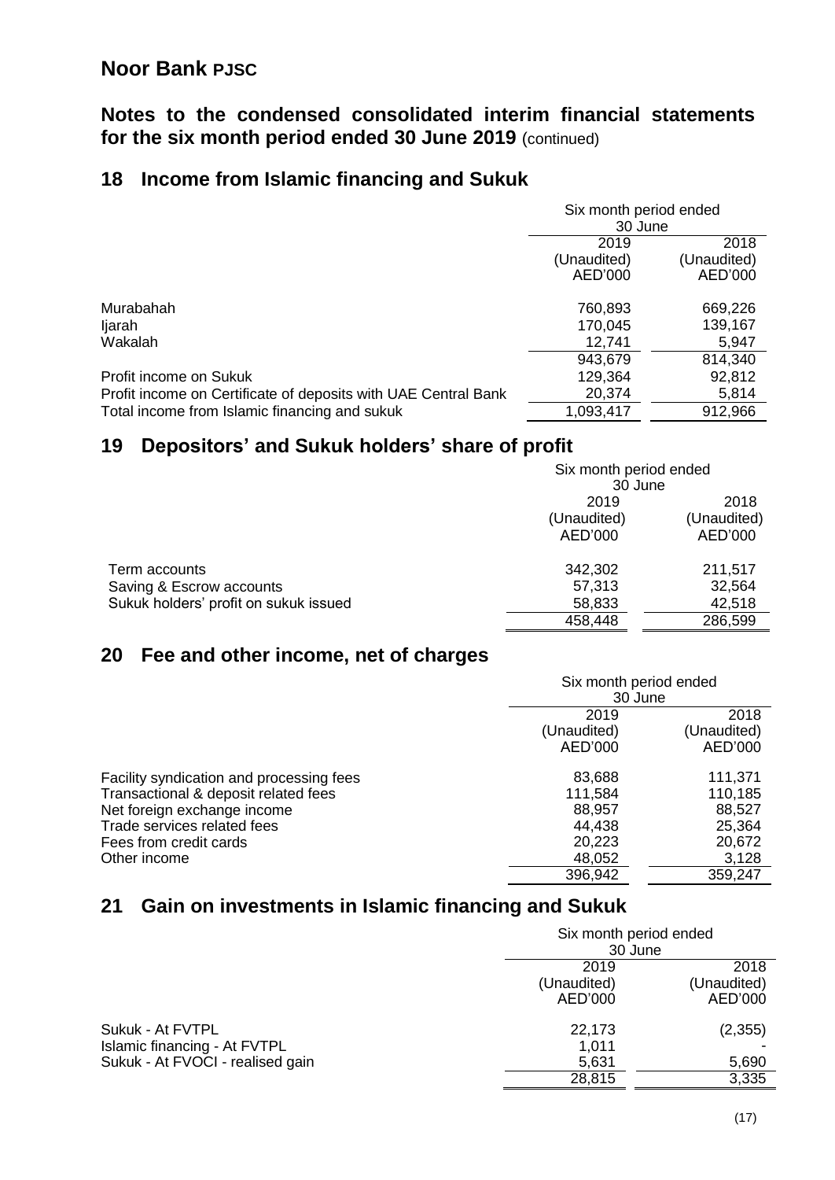# Noor Bank PJSC

## Notes to the condensed consolidated interim financial statements for the six month period ended 30 June 2019 (continued)

## 18 Income from Islamic financing and Sukuk

| | Six month period ended 30 June | |
|---|---|---|
| | 2019 (Unaudited) AED'000 | 2018 (Unaudited) AED'000 |
| Murabahah | 760,893 | 669,226 |
| Ijarah | 170,045 | 139,167 |
| Wakalah | 12,741 | 5,947 |
| | 943,679 | 814,340 |
| Profit income on Sukuk | 129,364 | 92,812 |
| Profit income on Certificate of deposits with UAE Central Bank | 20,374 | 5,814 |
| Total income from Islamic financing and sukuk | 1,093,417 | 912,966 |

## 19 Depositors' and Sukuk holders' share of profit

| | Six month period ended 30 June | |
|---|---|---|
| | 2019 (Unaudited) AED'000 | 2018 (Unaudited) AED'000 |
| Term accounts | 342,302 | 211,517 |
| Saving & Escrow accounts | 57,313 | 32,564 |
| Sukuk holders' profit on sukuk issued | 58,833 | 42,518 |
| | 458,448 | 286,599 |

## 20 Fee and other income, net of charges

| | Six month period ended 30 June | |
|---|---|---|
| | 2019 (Unaudited) AED'000 | 2018 (Unaudited) AED'000 |
| Facility syndication and processing fees | 83,688 | 111,371 |
| Transactional & deposit related fees | 111,584 | 110,185 |
| Net foreign exchange income | 88,957 | 88,527 |
| Trade services related fees | 44,438 | 25,364 |
| Fees from credit cards | 20,223 | 20,672 |
| Other income | 48,052 | 3,128 |
| | 396,942 | 359,247 |

## 21 Gain on investments in Islamic financing and Sukuk

| | Six month period ended 30 June | |
|---|---|---|
| | 2019 (Unaudited) AED'000 | 2018 (Unaudited) AED'000 |
| Sukuk - At FVTPL | 22,173 | (2,355) |
| Islamic financing - At FVTPL | 1,011 | - |
| Sukuk - At FVOCI - realised gain | 5,631 | 5,690 |
| | 28,815 | 3,335 |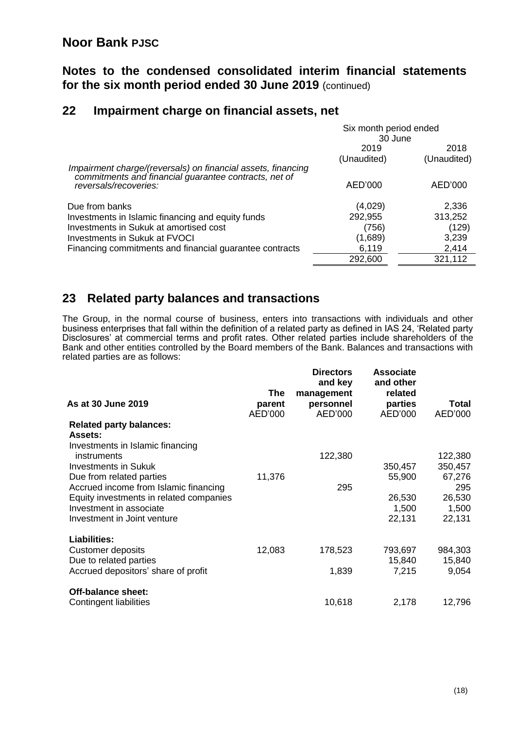# Noor Bank PJSC

## Notes to the condensed consolidated interim financial statements for the six month period ended 30 June 2019 (continued)

## 22 Impairment charge on financial assets, net

| | Six month period ended 30 June | |
|---|---|---|
| | 2019 (Unaudited) | 2018 (Unaudited) |
| *Impairment charge/(reversals) on financial assets, financing commitments and financial guarantee contracts, net of reversals/recoveries:* | AED'000 | AED'000 |
| Due from banks | (4,029) | 2,336 |
| Investments in Islamic financing and equity funds | 292,955 | 313,252 |
| Investments in Sukuk at amortised cost | (756) | (129) |
| Investments in Sukuk at FVOCI | (1,689) | 3,239 |
| Financing commitments and financial guarantee contracts | 6,119 | 2,414 |
| | 292,600 | 321,112 |

## 23 Related party balances and transactions

The Group, in the normal course of business, enters into transactions with individuals and other business enterprises that fall within the definition of a related party as defined in IAS 24, 'Related party Disclosures' at commercial terms and profit rates. Other related parties include shareholders of the Bank and other entities controlled by the Board members of the Bank. Balances and transactions with related parties are as follows:

| **As at 30 June 2019** | **The parent** AED'000 | **Directors and key management personnel** AED'000 | **Associate and other related parties** AED'000 | **Total** AED'000 |
|---|---|---|---|---|
| **Related party balances:** | | | | |
| **Assets:** | | | | |
| Investments in Islamic financing instruments | | 122,380 | | 122,380 |
| Investments in Sukuk | | | 350,457 | 350,457 |
| Due from related parties | 11,376 | | 55,900 | 67,276 |
| Accrued income from Islamic financing | | 295 | | 295 |
| Equity investments in related companies | | | 26,530 | 26,530 |
| Investment in associate | | | 1,500 | 1,500 |
| Investment in Joint venture | | | 22,131 | 22,131 |
| **Liabilities:** | | | | |
| Customer deposits | 12,083 | 178,523 | 793,697 | 984,303 |
| Due to related parties | | | 15,840 | 15,840 |
| Accrued depositors' share of profit | | 1,839 | 7,215 | 9,054 |
| **Off-balance sheet:** | | | | |
| Contingent liabilities | | 10,618 | 2,178 | 12,796 |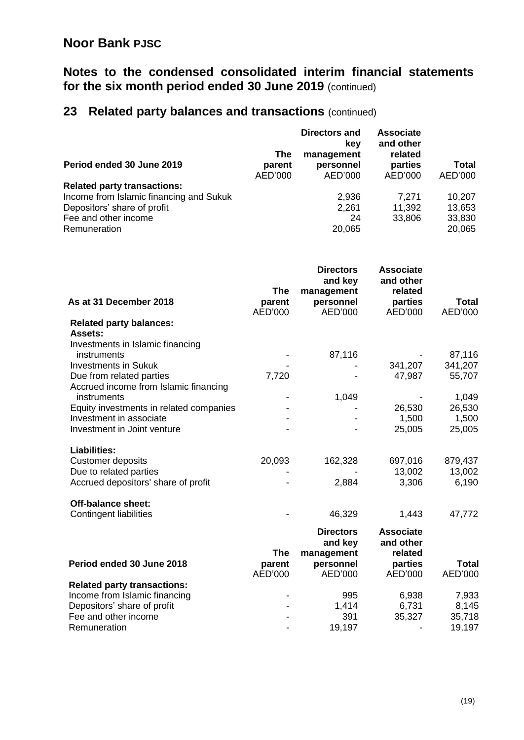# Noor Bank PJSC

## Notes to the condensed consolidated interim financial statements for the six month period ended 30 June 2019 (continued)

## 23 Related party balances and transactions (continued)

| Period ended 30 June 2019 | The parent AED'000 | Directors and key management personnel AED'000 | Associate and other related parties AED'000 | Total AED'000 |
|---|---|---|---|---|
| **Related party transactions:** | | | | |
| Income from Islamic financing and Sukuk | | 2,936 | 7,271 | 10,207 |
| Depositors' share of profit | | 2,261 | 11,392 | 13,653 |
| Fee and other income | | 24 | 33,806 | 33,830 |
| Remuneration | | 20,065 | | 20,065 |

| As at 31 December 2018 | The parent AED'000 | Directors and key management personnel AED'000 | Associate and other related parties AED'000 | Total AED'000 |
|---|---|---|---|---|
| **Related party balances:** | | | | |
| **Assets:** | | | | |
| Investments in Islamic financing instruments | - | 87,116 | - | 87,116 |
| Investments in Sukuk | - | - | 341,207 | 341,207 |
| Due from related parties | 7,720 | - | 47,987 | 55,707 |
| Accrued income from Islamic financing instruments | - | 1,049 | - | 1,049 |
| Equity investments in related companies | - | - | 26,530 | 26,530 |
| Investment in associate | - | - | 1,500 | 1,500 |
| Investment in Joint venture | - | - | 25,005 | 25,005 |
| **Liabilities:** | | | | |
| Customer deposits | 20,093 | 162,328 | 697,016 | 879,437 |
| Due to related parties | - | - | 13,002 | 13,002 |
| Accrued depositors' share of profit | - | 2,884 | 3,306 | 6,190 |
| **Off-balance sheet:** | | | | |
| Contingent liabilities | - | 46,329 | 1,443 | 47,772 |

| Period ended 30 June 2018 | The parent AED'000 | Directors and key management personnel AED'000 | Associate and other related parties AED'000 | Total AED'000 |
|---|---|---|---|---|
| **Related party transactions:** | | | | |
| Income from Islamic financing | - | 995 | 6,938 | 7,933 |
| Depositors' share of profit | - | 1,414 | 6,731 | 8,145 |
| Fee and other income | - | 391 | 35,327 | 35,718 |
| Remuneration | - | 19,197 | - | 19,197 |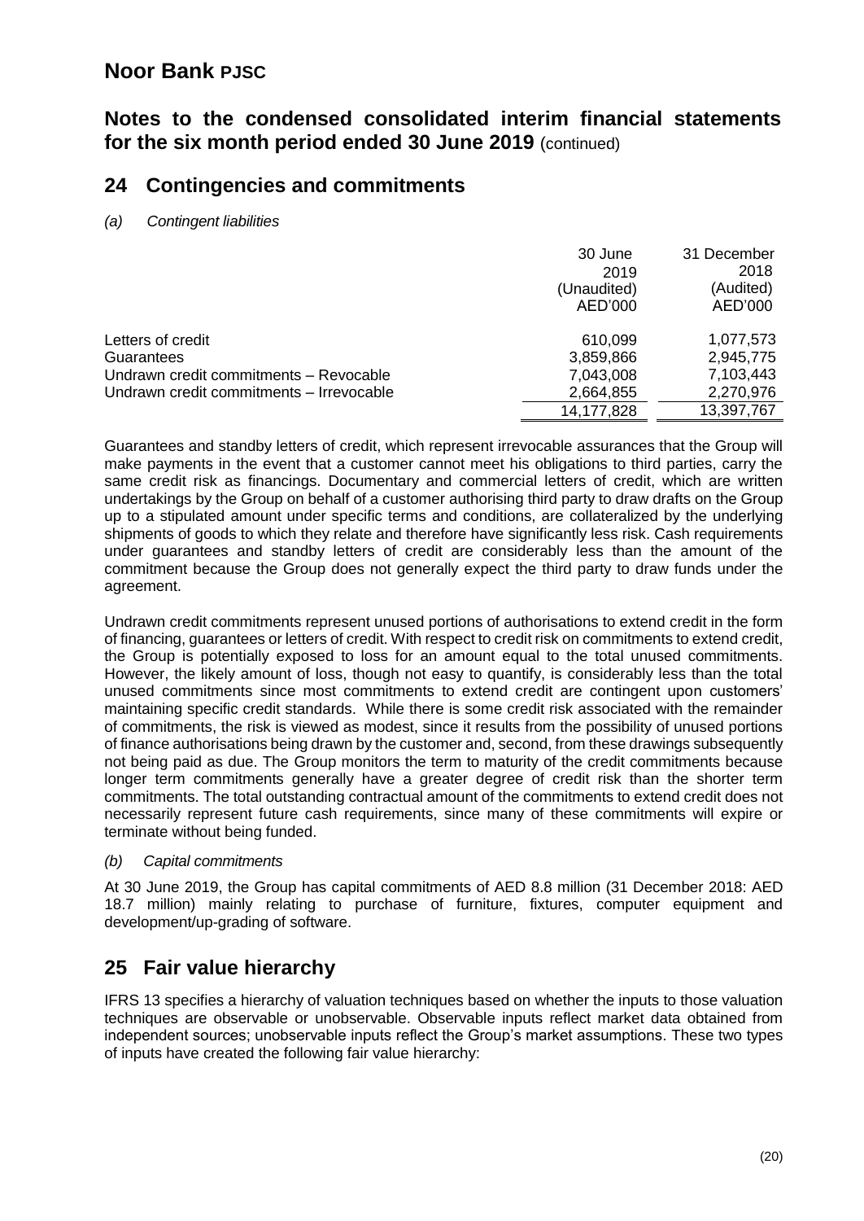## 24 Contingencies and commitments

*(a) Contingent liabilities*

| | 30 June 2019 (Unaudited) AED'000 | 31 December 2018 (Audited) AED'000 |
|---|---|---|
| Letters of credit | 610,099 | 1,077,573 |
| Guarantees | 3,859,866 | 2,945,775 |
| Undrawn credit commitments – Revocable | 7,043,008 | 7,103,443 |
| Undrawn credit commitments – Irrevocable | 2,664,855 | 2,270,976 |
| | 14,177,828 | 13,397,767 |

Guarantees and standby letters of credit, which represent irrevocable assurances that the Group will make payments in the event that a customer cannot meet his obligations to third parties, carry the same credit risk as financings. Documentary and commercial letters of credit, which are written undertakings by the Group on behalf of a customer authorising third party to draw drafts on the Group up to a stipulated amount under specific terms and conditions, are collateralized by the underlying shipments of goods to which they relate and therefore have significantly less risk. Cash requirements under guarantees and standby letters of credit are considerably less than the amount of the commitment because the Group does not generally expect the third party to draw funds under the agreement.

Undrawn credit commitments represent unused portions of authorisations to extend credit in the form of financing, guarantees or letters of credit. With respect to credit risk on commitments to extend credit, the Group is potentially exposed to loss for an amount equal to the total unused commitments. However, the likely amount of loss, though not easy to quantify, is considerably less than the total unused commitments since most commitments to extend credit are contingent upon customers' maintaining specific credit standards. While there is some credit risk associated with the remainder of commitments, the risk is viewed as modest, since it results from the possibility of unused portions of finance authorisations being drawn by the customer and, second, from these drawings subsequently not being paid as due. The Group monitors the term to maturity of the credit commitments because longer term commitments generally have a greater degree of credit risk than the shorter term commitments. The total outstanding contractual amount of the commitments to extend credit does not necessarily represent future cash requirements, since many of these commitments will expire or terminate without being funded.

*(b) Capital commitments*

At 30 June 2019, the Group has capital commitments of AED 8.8 million (31 December 2018: AED 18.7 million) mainly relating to purchase of furniture, fixtures, computer equipment and development/up-grading of software.

## 25 Fair value hierarchy

IFRS 13 specifies a hierarchy of valuation techniques based on whether the inputs to those valuation techniques are observable or unobservable. Observable inputs reflect market data obtained from independent sources; unobservable inputs reflect the Group's market assumptions. These two types of inputs have created the following fair value hierarchy: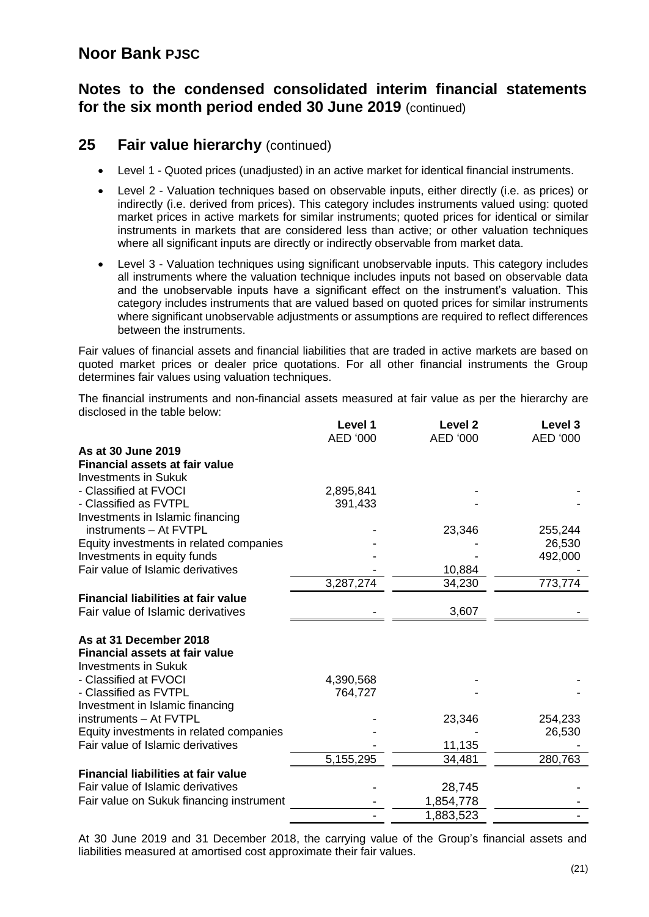# Noor Bank PJSC

## Notes to the condensed consolidated interim financial statements for the six month period ended 30 June 2019 (continued)

## 25 Fair value hierarchy (continued)

- Level 1 - Quoted prices (unadjusted) in an active market for identical financial instruments.
- Level 2 - Valuation techniques based on observable inputs, either directly (i.e. as prices) or indirectly (i.e. derived from prices). This category includes instruments valued using: quoted market prices in active markets for similar instruments; quoted prices for identical or similar instruments in markets that are considered less than active; or other valuation techniques where all significant inputs are directly or indirectly observable from market data.
- Level 3 - Valuation techniques using significant unobservable inputs. This category includes all instruments where the valuation technique includes inputs not based on observable data and the unobservable inputs have a significant effect on the instrument's valuation. This category includes instruments that are valued based on quoted prices for similar instruments where significant unobservable adjustments or assumptions are required to reflect differences between the instruments.

Fair values of financial assets and financial liabilities that are traded in active markets are based on quoted market prices or dealer price quotations. For all other financial instruments the Group determines fair values using valuation techniques.

The financial instruments and non-financial assets measured at fair value as per the hierarchy are disclosed in the table below:

| | Level 1 AED '000 | Level 2 AED '000 | Level 3 AED '000 |
|---|---|---|---|
| **As at 30 June 2019** | | | |
| **Financial assets at fair value** | | | |
| Investments in Sukuk | | | |
| - Classified at FVOCI | 2,895,841 | - | - |
| - Classified as FVTPL | 391,433 | - | - |
| Investments in Islamic financing instruments – At FVTPL | - | 23,346 | 255,244 |
| Equity investments in related companies | - | - | 26,530 |
| Investments in equity funds | - | - | 492,000 |
| Fair value of Islamic derivatives | - | 10,884 | - |
| | 3,287,274 | 34,230 | 773,774 |
| **Financial liabilities at fair value** | | | |
| Fair value of Islamic derivatives | - | 3,607 | - |
| **As at 31 December 2018** | | | |
| **Financial assets at fair value** | | | |
| Investments in Sukuk | | | |
| - Classified at FVOCI | 4,390,568 | - | - |
| - Classified as FVTPL | 764,727 | - | - |
| Investment in Islamic financing instruments – At FVTPL | - | 23,346 | 254,233 |
| Equity investments in related companies | - | - | 26,530 |
| Fair value of Islamic derivatives | - | 11,135 | - |
| | 5,155,295 | 34,481 | 280,763 |
| **Financial liabilities at fair value** | | | |
| Fair value of Islamic derivatives | - | 28,745 | - |
| Fair value on Sukuk financing instrument | - | 1,854,778 | - |
| | - | 1,883,523 | - |

At 30 June 2019 and 31 December 2018, the carrying value of the Group's financial assets and liabilities measured at amortised cost approximate their fair values.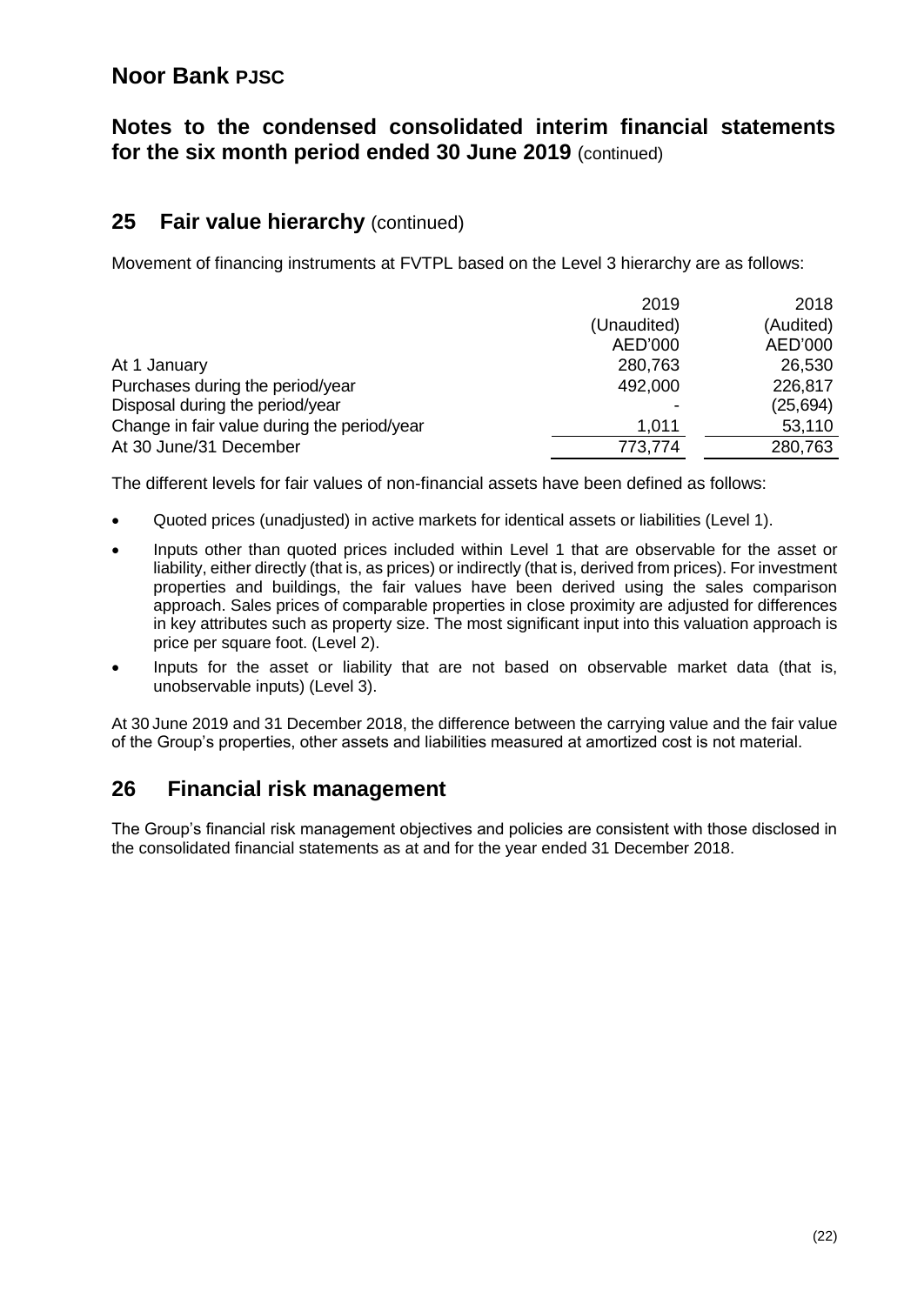## 25 Fair value hierarchy (continued)

Movement of financing instruments at FVTPL based on the Level 3 hierarchy are as follows:

| | 2019 | 2018 |
|---|---|---|
| | (Unaudited) | (Audited) |
| | AED'000 | AED'000 |
| At 1 January | 280,763 | 26,530 |
| Purchases during the period/year | 492,000 | 226,817 |
| Disposal during the period/year | - | (25,694) |
| Change in fair value during the period/year | 1,011 | 53,110 |
| At 30 June/31 December | 773,774 | 280,763 |

The different levels for fair values of non-financial assets have been defined as follows:

- Quoted prices (unadjusted) in active markets for identical assets or liabilities (Level 1).
- Inputs other than quoted prices included within Level 1 that are observable for the asset or liability, either directly (that is, as prices) or indirectly (that is, derived from prices). For investment properties and buildings, the fair values have been derived using the sales comparison approach. Sales prices of comparable properties in close proximity are adjusted for differences in key attributes such as property size. The most significant input into this valuation approach is price per square foot. (Level 2).
- Inputs for the asset or liability that are not based on observable market data (that is, unobservable inputs) (Level 3).

At 30 June 2019 and 31 December 2018, the difference between the carrying value and the fair value of the Group's properties, other assets and liabilities measured at amortized cost is not material.

## 26 Financial risk management

The Group's financial risk management objectives and policies are consistent with those disclosed in the consolidated financial statements as at and for the year ended 31 December 2018.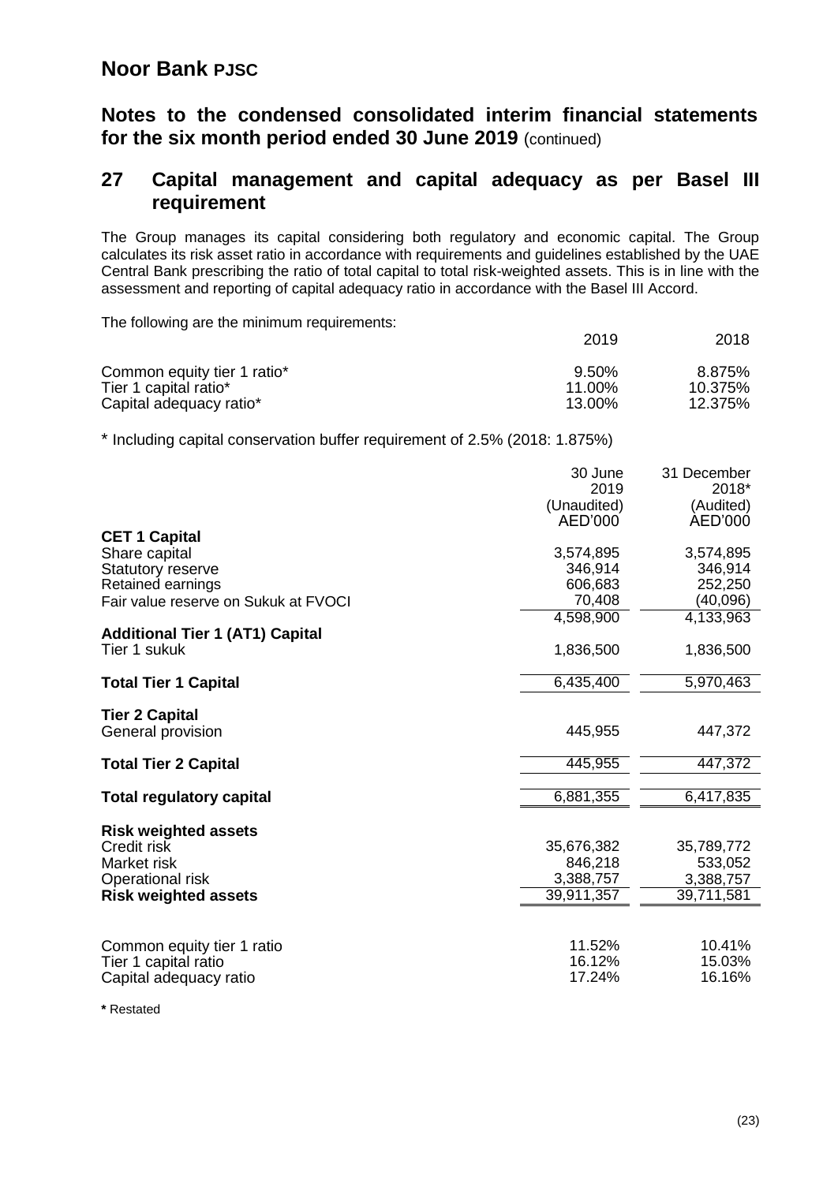# Noor Bank PJSC

## Notes to the condensed consolidated interim financial statements for the six month period ended 30 June 2019 (continued)

## 27 Capital management and capital adequacy as per Basel III requirement

The Group manages its capital considering both regulatory and economic capital. The Group calculates its risk asset ratio in accordance with requirements and guidelines established by the UAE Central Bank prescribing the ratio of total capital to total risk-weighted assets. This is in line with the assessment and reporting of capital adequacy ratio in accordance with the Basel III Accord.

The following are the minimum requirements:

| | 2019 | 2018 |
|---|---|---|
| Common equity tier 1 ratio* | 9.50% | 8.875% |
| Tier 1 capital ratio* | 11.00% | 10.375% |
| Capital adequacy ratio* | 13.00% | 12.375% |

* Including capital conservation buffer requirement of 2.5% (2018: 1.875%)

| | 30 June 2019 (Unaudited) AED'000 | 31 December 2018* (Audited) AED'000 |
|---|---|---|
| **CET 1 Capital** | | |
| Share capital | 3,574,895 | 3,574,895 |
| Statutory reserve | 346,914 | 346,914 |
| Retained earnings | 606,683 | 252,250 |
| Fair value reserve on Sukuk at FVOCI | 70,408 | (40,096) |
| | 4,598,900 | 4,133,963 |
| **Additional Tier 1 (AT1) Capital** | | |
| Tier 1 sukuk | 1,836,500 | 1,836,500 |
| **Total Tier 1 Capital** | 6,435,400 | 5,970,463 |
| **Tier 2 Capital** | | |
| General provision | 445,955 | 447,372 |
| **Total Tier 2 Capital** | 445,955 | 447,372 |
| **Total regulatory capital** | 6,881,355 | 6,417,835 |
| **Risk weighted assets** | | |
| Credit risk | 35,676,382 | 35,789,772 |
| Market risk | 846,218 | 533,052 |
| Operational risk | 3,388,757 | 3,388,757 |
| **Risk weighted assets** | 39,911,357 | 39,711,581 |
| Common equity tier 1 ratio | 11.52% | 10.41% |
| Tier 1 capital ratio | 16.12% | 15.03% |
| Capital adequacy ratio | 17.24% | 16.16% |

**\*** Restated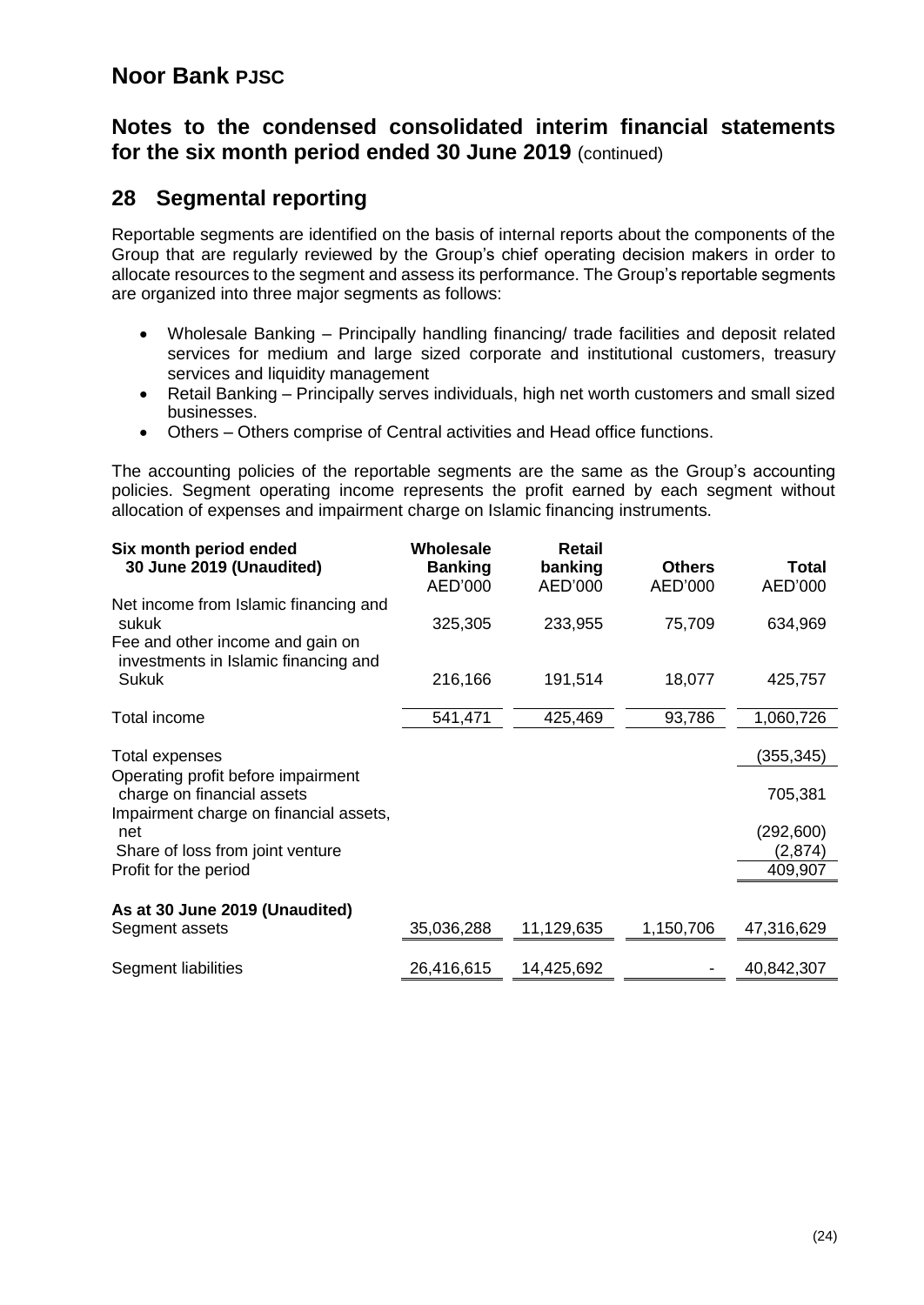# Noor Bank PJSC

## Notes to the condensed consolidated interim financial statements for the six month period ended 30 June 2019 (continued)

## 28 Segmental reporting

Reportable segments are identified on the basis of internal reports about the components of the Group that are regularly reviewed by the Group's chief operating decision makers in order to allocate resources to the segment and assess its performance. The Group's reportable segments are organized into three major segments as follows:

- Wholesale Banking – Principally handling financing/ trade facilities and deposit related services for medium and large sized corporate and institutional customers, treasury services and liquidity management
- Retail Banking – Principally serves individuals, high net worth customers and small sized businesses.
- Others – Others comprise of Central activities and Head office functions.

The accounting policies of the reportable segments are the same as the Group's accounting policies. Segment operating income represents the profit earned by each segment without allocation of expenses and impairment charge on Islamic financing instruments.

| Six month period ended 30 June 2019 (Unaudited) | Wholesale Banking AED'000 | Retail banking AED'000 | Others AED'000 | Total AED'000 |
|---|---|---|---|---|
| Net income from Islamic financing and sukuk | 325,305 | 233,955 | 75,709 | 634,969 |
| Fee and other income and gain on investments in Islamic financing and Sukuk | 216,166 | 191,514 | 18,077 | 425,757 |
| Total income | 541,471 | 425,469 | 93,786 | 1,060,726 |
| Total expenses | | | | (355,345) |
| Operating profit before impairment charge on financial assets | | | | 705,381 |
| Impairment charge on financial assets, net | | | | (292,600) |
| Share of loss from joint venture | | | | (2,874) |
| Profit for the period | | | | 409,907 |
| **As at 30 June 2019 (Unaudited)** | | | | |
| Segment assets | 35,036,288 | 11,129,635 | 1,150,706 | 47,316,629 |
| Segment liabilities | 26,416,615 | 14,425,692 | - | 40,842,307 |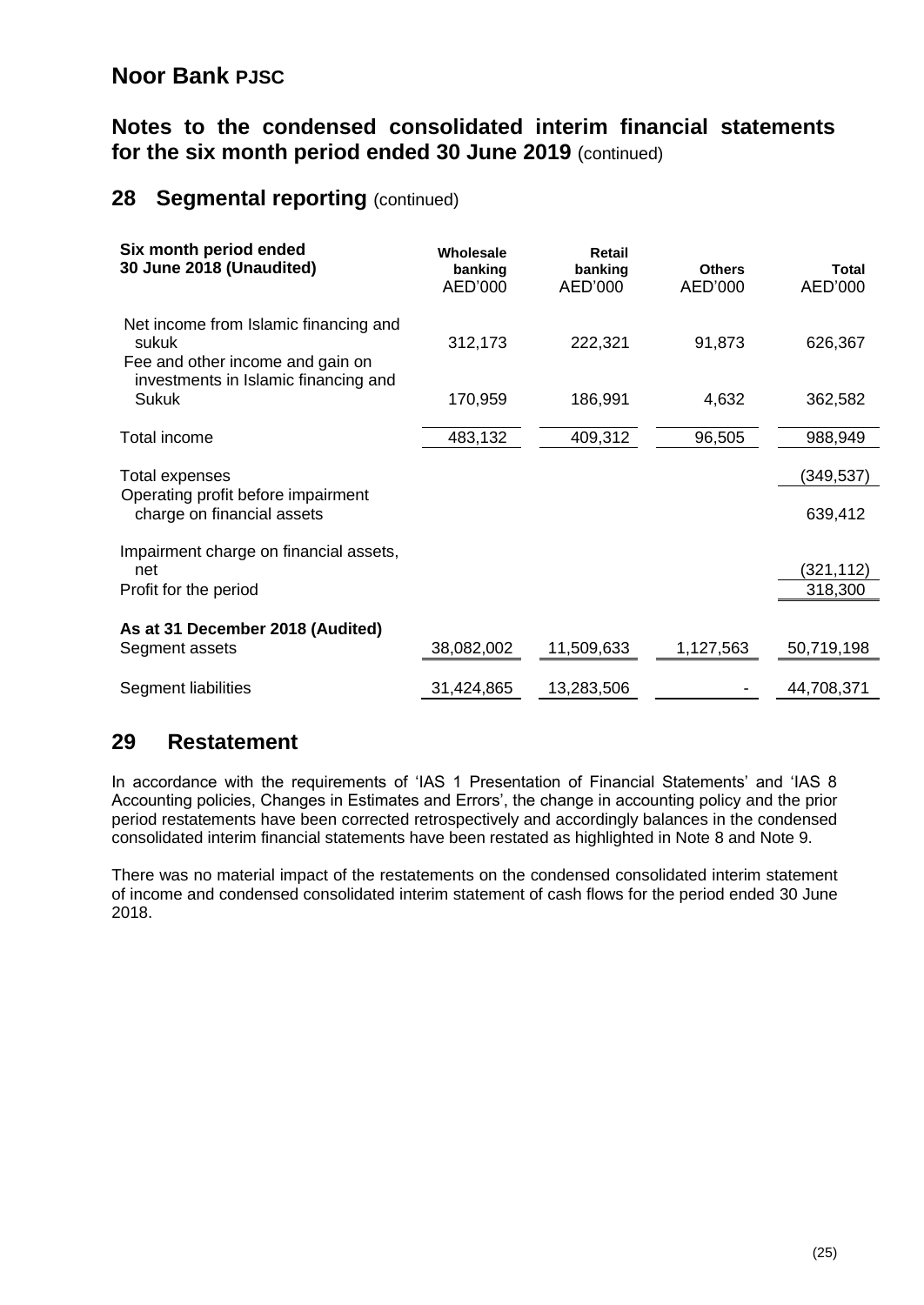# Noor Bank PJSC

## Notes to the condensed consolidated interim financial statements for the six month period ended 30 June 2019 (continued)

## 28 Segmental reporting (continued)

| Six month period ended 30 June 2018 (Unaudited) | Wholesale banking AED'000 | Retail banking AED'000 | Others AED'000 | Total AED'000 |
|---|---|---|---|---|
| Net income from Islamic financing and sukuk | 312,173 | 222,321 | 91,873 | 626,367 |
| Fee and other income and gain on investments in Islamic financing and Sukuk | 170,959 | 186,991 | 4,632 | 362,582 |
| Total income | 483,132 | 409,312 | 96,505 | 988,949 |
| Total expenses | | | | (349,537) |
| Operating profit before impairment charge on financial assets | | | | 639,412 |
| Impairment charge on financial assets, net | | | | (321,112) |
| Profit for the period | | | | 318,300 |
| **As at 31 December 2018 (Audited)** | | | | |
| Segment assets | 38,082,002 | 11,509,633 | 1,127,563 | 50,719,198 |
| Segment liabilities | 31,424,865 | 13,283,506 | - | 44,708,371 |

## 29 Restatement

In accordance with the requirements of 'IAS 1 Presentation of Financial Statements' and 'IAS 8 Accounting policies, Changes in Estimates and Errors', the change in accounting policy and the prior period restatements have been corrected retrospectively and accordingly balances in the condensed consolidated interim financial statements have been restated as highlighted in Note 8 and Note 9.

There was no material impact of the restatements on the condensed consolidated interim statement of income and condensed consolidated interim statement of cash flows for the period ended 30 June 2018.